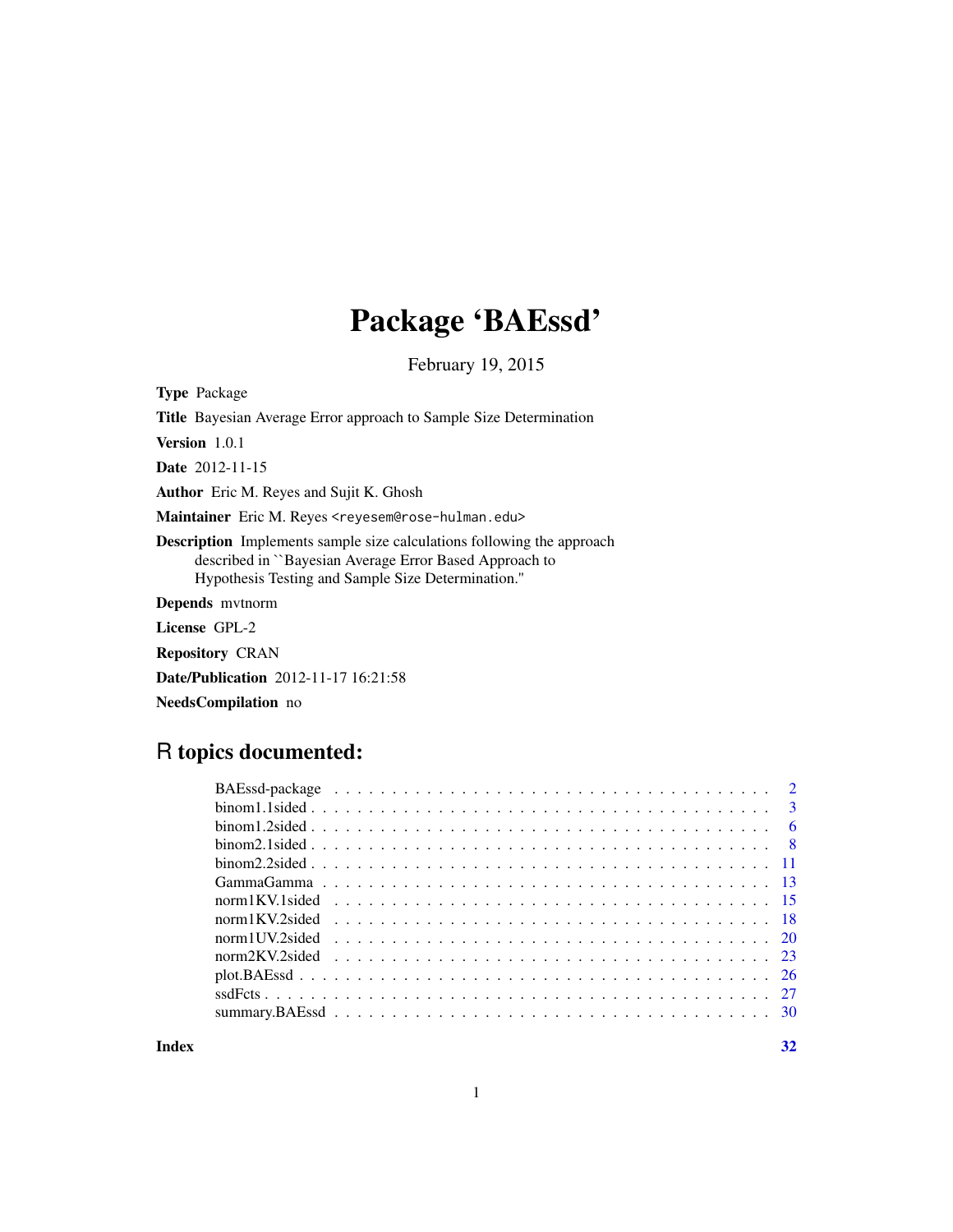# Package 'BAEssd'

February 19, 2015

**Type** Package

**Title** Bayesian Average Error approach to Sample Size Determination

**Version** 1.0.1

**Date** 2012-11-15

**Author** Eric M. Reyes and Sujit K. Ghosh

**Maintainer** Eric M. Reyes <reyesem@rose-hulman.edu>

**Description** Implements sample size calculations following the approach described in ``Bayesian Average Error Based Approach to Hypothesis Testing and Sample Size Determination.''

**Depends** mvtnorm

**License** GPL-2

**Repository** CRAN

**Date/Publication** 2012-11-17 16:21:58

**NeedsCompilation** no

## R topics documented:

| | |
|---|---|
| BAEssd-package | 2 |
| binom1.1sided | 3 |
| binom1.2sided | 6 |
| binom2.1sided | 8 |
| binom2.2sided | 11 |
| GammaGamma | 13 |
| norm1KV.1sided | 15 |
| norm1KV.2sided | 18 |
| norm1UV.2sided | 20 |
| norm2KV.2sided | 23 |
| plot.BAEssd | 26 |
| ssdFcts | 27 |
| summary.BAEssd | 30 |

**Index** **32**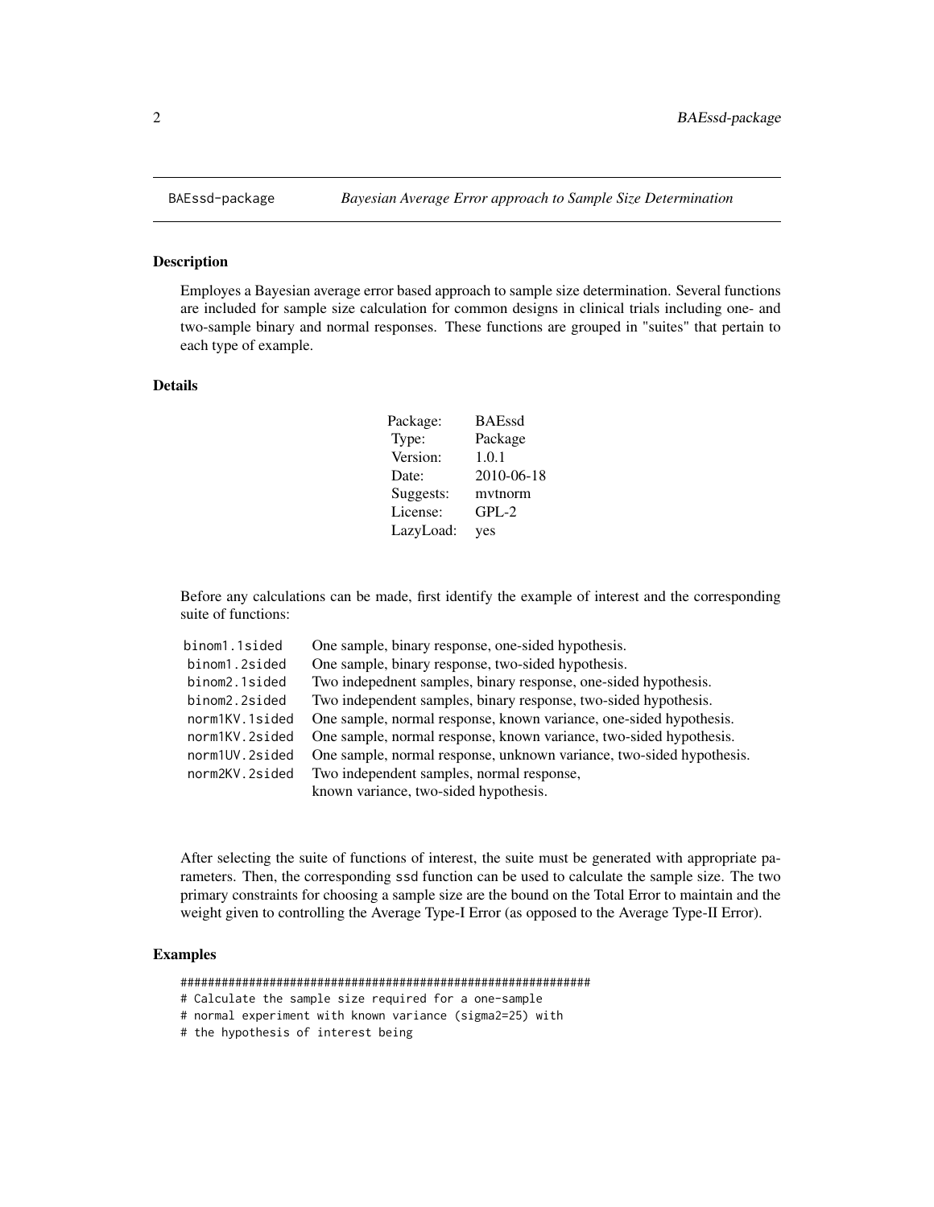# BAEssd-package — *Bayesian Average Error approach to Sample Size Determination*

## Description

Employes a Bayesian average error based approach to sample size determination. Several functions are included for sample size calculation for common designs in clinical trials including one- and two-sample binary and normal responses. These functions are grouped in "suites" that pertain to each type of example.

## Details

| | |
|---|---|
| Package: | BAEssd |
| Type: | Package |
| Version: | 1.0.1 |
| Date: | 2010-06-18 |
| Suggests: | mvtnorm |
| License: | GPL-2 |
| LazyLoad: | yes |

Before any calculations can be made, first identify the example of interest and the corresponding suite of functions:

| | |
|---|---|
| `binom1.1sided` | One sample, binary response, one-sided hypothesis. |
| `binom1.2sided` | One sample, binary response, two-sided hypothesis. |
| `binom2.1sided` | Two indepednent samples, binary response, one-sided hypothesis. |
| `binom2.2sided` | Two independent samples, binary response, two-sided hypothesis. |
| `norm1KV.1sided` | One sample, normal response, known variance, one-sided hypothesis. |
| `norm1KV.2sided` | One sample, normal response, known variance, two-sided hypothesis. |
| `norm1UV.2sided` | One sample, normal response, unknown variance, two-sided hypothesis. |
| `norm2KV.2sided` | Two independent samples, normal response, known variance, two-sided hypothesis. |

After selecting the suite of functions of interest, the suite must be generated with appropriate parameters. Then, the corresponding `ssd` function can be used to calculate the sample size. The two primary constraints for choosing a sample size are the bound on the Total Error to maintain and the weight given to controlling the Average Type-I Error (as opposed to the Average Type-II Error).

## Examples

```
############################################################
# Calculate the sample size required for a one-sample
# normal experiment with known variance (sigma2=25) with
# the hypothesis of interest being
```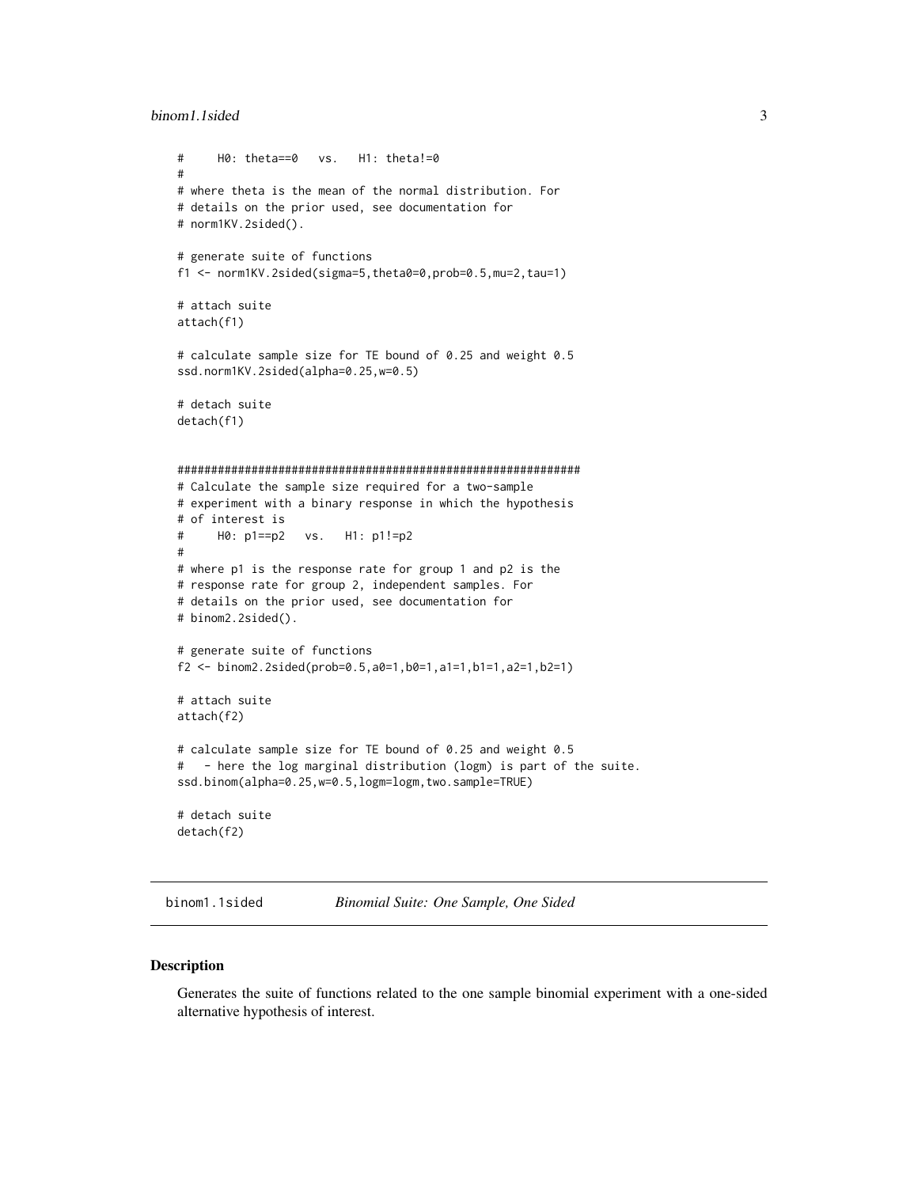```
#     H0: theta==0   vs.   H1: theta!=0
#
# where theta is the mean of the normal distribution. For
# details on the prior used, see documentation for
# norm1KV.2sided().

# generate suite of functions
f1 <- norm1KV.2sided(sigma=5,theta0=0,prob=0.5,mu=2,tau=1)

# attach suite
attach(f1)

# calculate sample size for TE bound of 0.25 and weight 0.5
ssd.norm1KV.2sided(alpha=0.25,w=0.5)

# detach suite
detach(f1)


############################################################
# Calculate the sample size required for a two-sample
# experiment with a binary response in which the hypothesis
# of interest is
#     H0: p1==p2   vs.   H1: p1!=p2
#
# where p1 is the response rate for group 1 and p2 is the
# response rate for group 2, independent samples. For
# details on the prior used, see documentation for
# binom2.2sided().

# generate suite of functions
f2 <- binom2.2sided(prob=0.5,a0=1,b0=1,a1=1,b1=1,a2=1,b2=1)

# attach suite
attach(f2)

# calculate sample size for TE bound of 0.25 and weight 0.5
#   - here the log marginal distribution (logm) is part of the suite.
ssd.binom(alpha=0.25,w=0.5,logm=logm,two.sample=TRUE)

# detach suite
detach(f2)
```

## binom1.1sided — *Binomial Suite: One Sample, One Sided*

### Description

Generates the suite of functions related to the one sample binomial experiment with a one-sided alternative hypothesis of interest.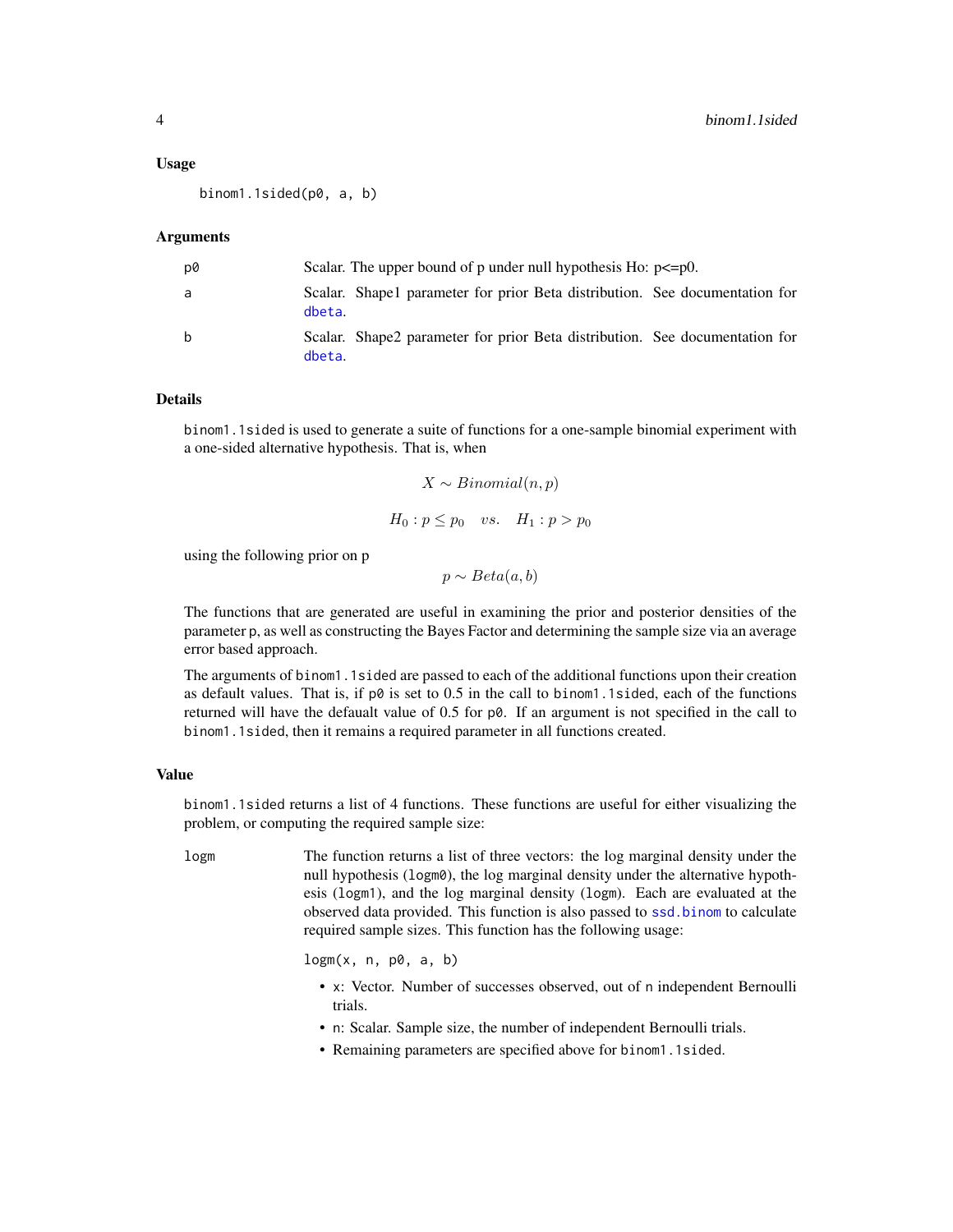### Usage

```
binom1.1sided(p0, a, b)
```

### Arguments

| | |
|---|---|
| p0 | Scalar. The upper bound of p under null hypothesis Ho: p<=p0. |
| a | Scalar. Shape1 parameter for prior Beta distribution. See documentation for dbeta. |
| b | Scalar. Shape2 parameter for prior Beta distribution. See documentation for dbeta. |

### Details

binom1.1sided is used to generate a suite of functions for a one-sample binomial experiment with a one-sided alternative hypothesis. That is, when

$$X \sim Binomial(n, p)$$

$$H_0 : p \leq p_0 \quad vs. \quad H_1 : p > p_0$$

using the following prior on p

$$p \sim Beta(a, b)$$

The functions that are generated are useful in examining the prior and posterior densities of the parameter p, as well as constructing the Bayes Factor and determining the sample size via an average error based approach.

The arguments of binom1.1sided are passed to each of the additional functions upon their creation as default values. That is, if p0 is set to 0.5 in the call to binom1.1sided, each of the functions returned will have the defaualt value of 0.5 for p0. If an argument is not specified in the call to binom1.1sided, then it remains a required parameter in all functions created.

### Value

binom1.1sided returns a list of 4 functions. These functions are useful for either visualizing the problem, or computing the required sample size:

**logm** The function returns a list of three vectors: the log marginal density under the null hypothesis (logm0), the log marginal density under the alternative hypothesis (logm1), and the log marginal density (logm). Each are evaluated at the observed data provided. This function is also passed to ssd.binom to calculate required sample sizes. This function has the following usage:

```
logm(x, n, p0, a, b)
```

- x: Vector. Number of successes observed, out of n independent Bernoulli trials.
- n: Scalar. Sample size, the number of independent Bernoulli trials.
- Remaining parameters are specified above for binom1.1sided.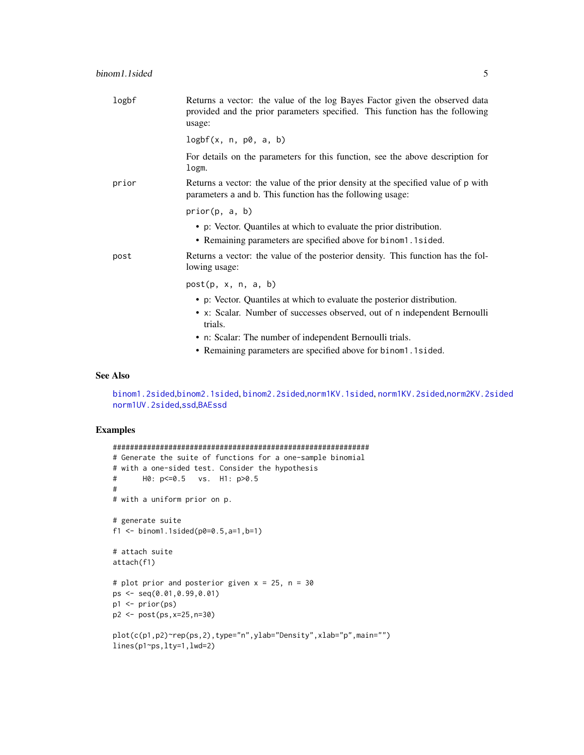logbf
: Returns a vector: the value of the log Bayes Factor given the observed data provided and the prior parameters specified. This function has the following usage:

  `logbf(x, n, p0, a, b)`

  For details on the parameters for this function, see the above description for `logm`.

prior
: Returns a vector: the value of the prior density at the specified value of `p` with parameters `a` and `b`. This function has the following usage:

  `prior(p, a, b)`

  - `p`: Vector. Quantiles at which to evaluate the prior distribution.
  - Remaining parameters are specified above for `binom1.1sided`.

post
: Returns a vector: the value of the posterior density. This function has the following usage:

  `post(p, x, n, a, b)`

  - `p`: Vector. Quantiles at which to evaluate the posterior distribution.
  - `x`: Scalar. Number of successes observed, out of `n` independent Bernoulli trials.
  - `n`: Scalar: The number of independent Bernoulli trials.
  - Remaining parameters are specified above for `binom1.1sided`.

## See Also

binom1.2sided, binom2.1sided, binom2.2sided, norm1KV.1sided, norm1KV.2sided, norm2KV.2sided, norm1UV.2sided, ssd, BAEssd

## Examples

```
##############################################################
# Generate the suite of functions for a one-sample binomial
# with a one-sided test. Consider the hypothesis
#      H0: p<=0.5   vs.  H1: p>0.5
#
# with a uniform prior on p.

# generate suite
f1 <- binom1.1sided(p0=0.5,a=1,b=1)

# attach suite
attach(f1)

# plot prior and posterior given x = 25, n = 30
ps <- seq(0.01,0.99,0.01)
p1 <- prior(ps)
p2 <- post(ps,x=25,n=30)

plot(c(p1,p2)~rep(ps,2),type="n",ylab="Density",xlab="p",main="")
lines(p1~ps,lty=1,lwd=2)
```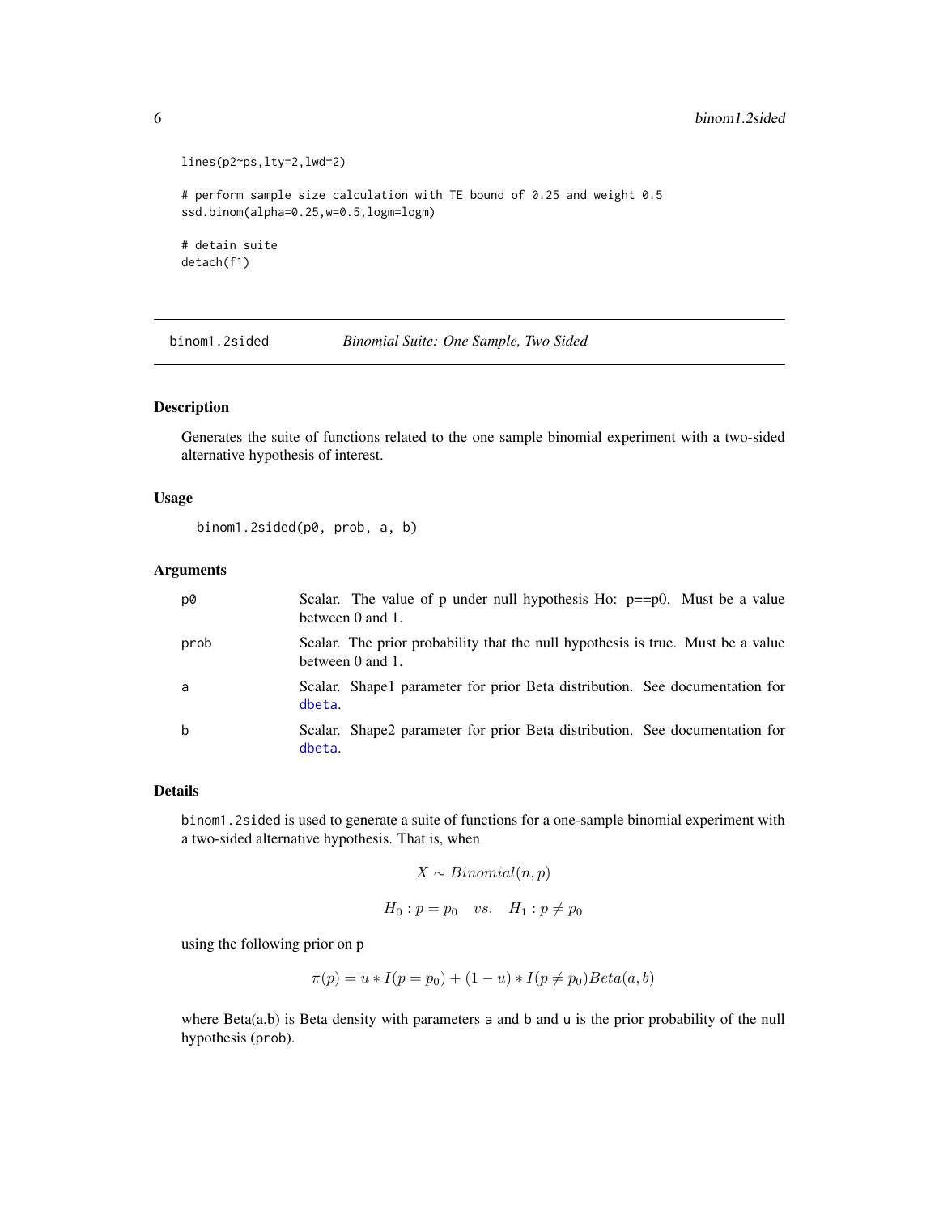```
lines(p2~ps,lty=2,lwd=2)

# perform sample size calculation with TE bound of 0.25 and weight 0.5
ssd.binom(alpha=0.25,w=0.5,logm=logm)

# detain suite
detach(f1)
```

---

## binom1.2sided — *Binomial Suite: One Sample, Two Sided*

---

### Description

Generates the suite of functions related to the one sample binomial experiment with a two-sided alternative hypothesis of interest.

### Usage

```
binom1.2sided(p0, prob, a, b)
```

### Arguments

| | |
|---|---|
| `p0` | Scalar. The value of p under null hypothesis Ho: p==p0. Must be a value between 0 and 1. |
| `prob` | Scalar. The prior probability that the null hypothesis is true. Must be a value between 0 and 1. |
| `a` | Scalar. Shape1 parameter for prior Beta distribution. See documentation for `dbeta`. |
| `b` | Scalar. Shape2 parameter for prior Beta distribution. See documentation for `dbeta`. |

### Details

`binom1.2sided` is used to generate a suite of functions for a one-sample binomial experiment with a two-sided alternative hypothesis. That is, when

$$X \sim Binomial(n, p)$$

$$H_0 : p = p_0 \quad vs. \quad H_1 : p \neq p_0$$

using the following prior on p

$$\pi(p) = u * I(p = p_0) + (1 - u) * I(p \neq p_0)Beta(a, b)$$

where Beta(a,b) is Beta density with parameters `a` and `b` and `u` is the prior probability of the null hypothesis (`prob`).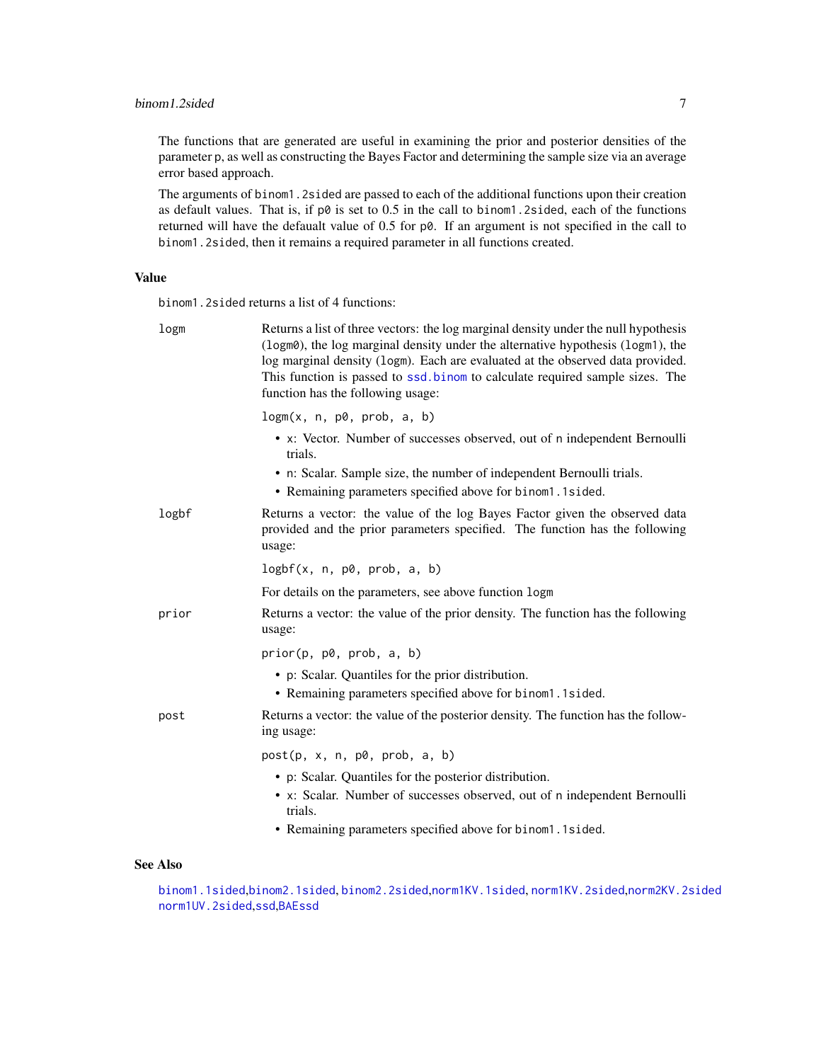The functions that are generated are useful in examining the prior and posterior densities of the parameter p, as well as constructing the Bayes Factor and determining the sample size via an average error based approach.

The arguments of `binom1.2sided` are passed to each of the additional functions upon their creation as default values. That is, if `p0` is set to 0.5 in the call to `binom1.2sided`, each of the functions returned will have the defaualt value of 0.5 for `p0`. If an argument is not specified in the call to `binom1.2sided`, then it remains a required parameter in all functions created.

## Value

`binom1.2sided` returns a list of 4 functions:

**logm** Returns a list of three vectors: the log marginal density under the null hypothesis (`logm0`), the log marginal density under the alternative hypothesis (`logm1`), the log marginal density (`logm`). Each are evaluated at the observed data provided. This function is passed to `ssd.binom` to calculate required sample sizes. The function has the following usage:

```
logm(x, n, p0, prob, a, b)
```

- `x`: Vector. Number of successes observed, out of `n` independent Bernoulli trials.
- `n`: Scalar. Sample size, the number of independent Bernoulli trials.
- Remaining parameters specified above for `binom1.1sided`.

**logbf** Returns a vector: the value of the log Bayes Factor given the observed data provided and the prior parameters specified. The function has the following usage:

```
logbf(x, n, p0, prob, a, b)
```

For details on the parameters, see above function `logm`

**prior** Returns a vector: the value of the prior density. The function has the following usage:

```
prior(p, p0, prob, a, b)
```

- `p`: Scalar. Quantiles for the prior distribution.
- Remaining parameters specified above for `binom1.1sided`.

**post** Returns a vector: the value of the posterior density. The function has the following usage:

```
post(p, x, n, p0, prob, a, b)
```

- `p`: Scalar. Quantiles for the posterior distribution.
- `x`: Scalar. Number of successes observed, out of `n` independent Bernoulli trials.
- Remaining parameters specified above for `binom1.1sided`.

## See Also

`binom1.1sided`,`binom2.1sided`, `binom2.2sided`,`norm1KV.1sided`, `norm1KV.2sided`,`norm2KV.2sided` `norm1UV.2sided`,`ssd`,`BAEssd`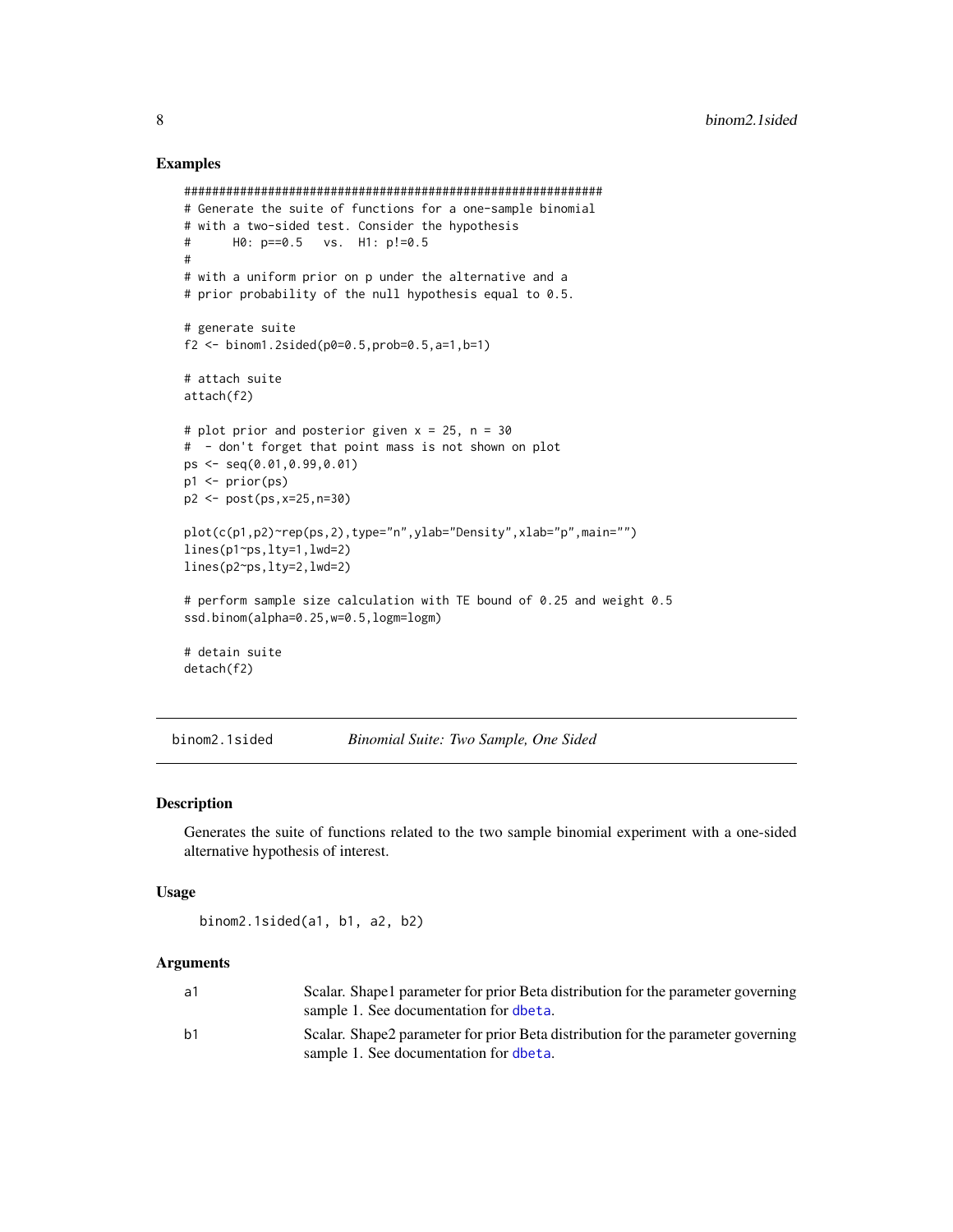### Examples

```
#############################################################
# Generate the suite of functions for a one-sample binomial
# with a two-sided test. Consider the hypothesis
#      H0: p==0.5   vs.  H1: p!=0.5
#
# with a uniform prior on p under the alternative and a
# prior probability of the null hypothesis equal to 0.5.

# generate suite
f2 <- binom1.2sided(p0=0.5,prob=0.5,a=1,b=1)

# attach suite
attach(f2)

# plot prior and posterior given x = 25, n = 30
#  - don't forget that point mass is not shown on plot
ps <- seq(0.01,0.99,0.01)
p1 <- prior(ps)
p2 <- post(ps,x=25,n=30)

plot(c(p1,p2)~rep(ps,2),type="n",ylab="Density",xlab="p",main="")
lines(p1~ps,lty=1,lwd=2)
lines(p2~ps,lty=2,lwd=2)

# perform sample size calculation with TE bound of 0.25 and weight 0.5
ssd.binom(alpha=0.25,w=0.5,logm=logm)

# detain suite
detach(f2)
```

---

## binom2.1sided — *Binomial Suite: Two Sample, One Sided*

### Description

Generates the suite of functions related to the two sample binomial experiment with a one-sided alternative hypothesis of interest.

### Usage

```
binom2.1sided(a1, b1, a2, b2)
```

### Arguments

| | |
|---|---|
| a1 | Scalar. Shape1 parameter for prior Beta distribution for the parameter governing sample 1. See documentation for `dbeta`. |
| b1 | Scalar. Shape2 parameter for prior Beta distribution for the parameter governing sample 1. See documentation for `dbeta`. |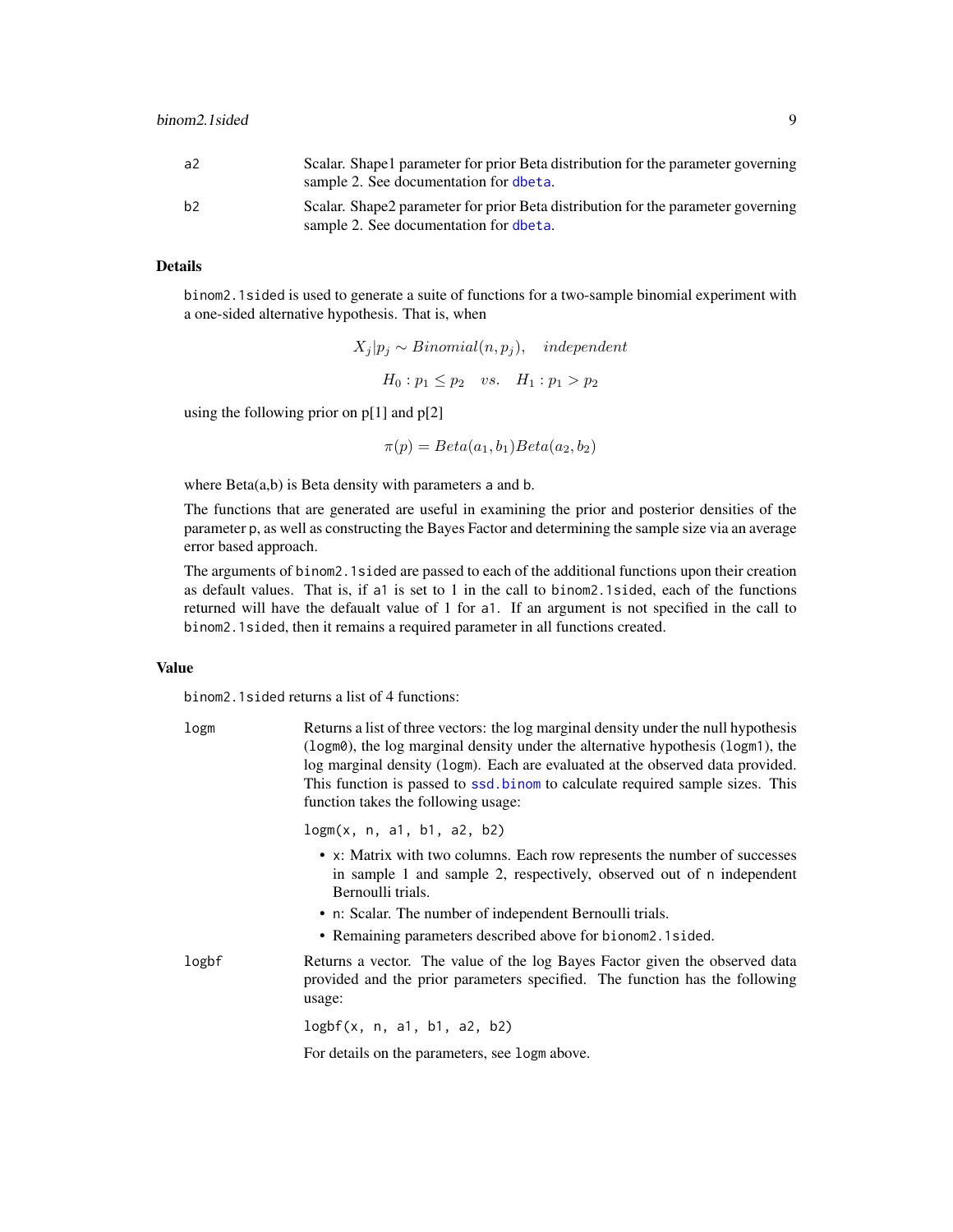| | |
|---|---|
| a2 | Scalar. Shape1 parameter for prior Beta distribution for the parameter governing sample 2. See documentation for dbeta. |
| b2 | Scalar. Shape2 parameter for prior Beta distribution for the parameter governing sample 2. See documentation for dbeta. |

## Details

binom2.1sided is used to generate a suite of functions for a two-sample binomial experiment with a one-sided alternative hypothesis. That is, when

$$X_j | p_j \sim Binomial(n, p_j), \quad independent$$

$$H_0 : p_1 \leq p_2 \quad vs. \quad H_1 : p_1 > p_2$$

using the following prior on p[1] and p[2]

$$\pi(p) = Beta(a_1, b_1) Beta(a_2, b_2)$$

where Beta(a,b) is Beta density with parameters a and b.

The functions that are generated are useful in examining the prior and posterior densities of the parameter p, as well as constructing the Bayes Factor and determining the sample size via an average error based approach.

The arguments of binom2.1sided are passed to each of the additional functions upon their creation as default values. That is, if a1 is set to 1 in the call to binom2.1sided, each of the functions returned will have the defaualt value of 1 for a1. If an argument is not specified in the call to binom2.1sided, then it remains a required parameter in all functions created.

## Value

binom2.1sided returns a list of 4 functions:

**logm** Returns a list of three vectors: the log marginal density under the null hypothesis (logm0), the log marginal density under the alternative hypothesis (logm1), the log marginal density (logm). Each are evaluated at the observed data provided. This function is passed to ssd.binom to calculate required sample sizes. This function takes the following usage:

```
logm(x, n, a1, b1, a2, b2)
```

- x: Matrix with two columns. Each row represents the number of successes in sample 1 and sample 2, respectively, observed out of n independent Bernoulli trials.
- n: Scalar. The number of independent Bernoulli trials.
- Remaining parameters described above for bionom2.1sided.

**logbf** Returns a vector. The value of the log Bayes Factor given the observed data provided and the prior parameters specified. The function has the following usage:

```
logbf(x, n, a1, b1, a2, b2)
```

For details on the parameters, see logm above.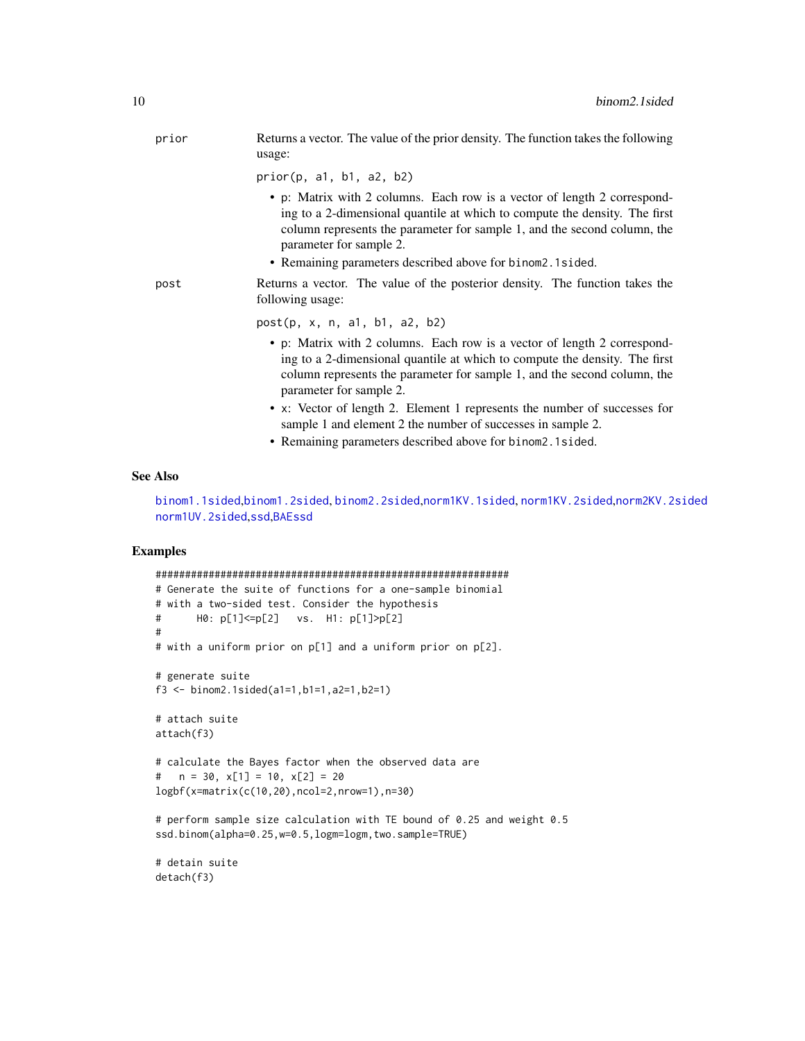**prior** Returns a vector. The value of the prior density. The function takes the following usage:

`prior(p, a1, b1, a2, b2)`

- p: Matrix with 2 columns. Each row is a vector of length 2 corresponding to a 2-dimensional quantile at which to compute the density. The first column represents the parameter for sample 1, and the second column, the parameter for sample 2.
- Remaining parameters described above for `binom2.1sided`.

**post** Returns a vector. The value of the posterior density. The function takes the following usage:

`post(p, x, n, a1, b1, a2, b2)`

- p: Matrix with 2 columns. Each row is a vector of length 2 corresponding to a 2-dimensional quantile at which to compute the density. The first column represents the parameter for sample 1, and the second column, the parameter for sample 2.
- x: Vector of length 2. Element 1 represents the number of successes for sample 1 and element 2 the number of successes in sample 2.
- Remaining parameters described above for `binom2.1sided`.

## See Also

binom1.1sided, binom1.2sided, binom2.2sided, norm1KV.1sided, norm1KV.2sided, norm2KV.2sided, norm1UV.2sided, ssd, BAEssd

## Examples

```
##############################################################
# Generate the suite of functions for a one-sample binomial
# with a two-sided test. Consider the hypothesis
#      H0: p[1]<=p[2]   vs.  H1: p[1]>p[2]
#
# with a uniform prior on p[1] and a uniform prior on p[2].

# generate suite
f3 <- binom2.1sided(a1=1,b1=1,a2=1,b2=1)

# attach suite
attach(f3)

# calculate the Bayes factor when the observed data are
#   n = 30, x[1] = 10, x[2] = 20
logbf(x=matrix(c(10,20),ncol=2,nrow=1),n=30)

# perform sample size calculation with TE bound of 0.25 and weight 0.5
ssd.binom(alpha=0.25,w=0.5,logm=logm,two.sample=TRUE)

# detain suite
detach(f3)
```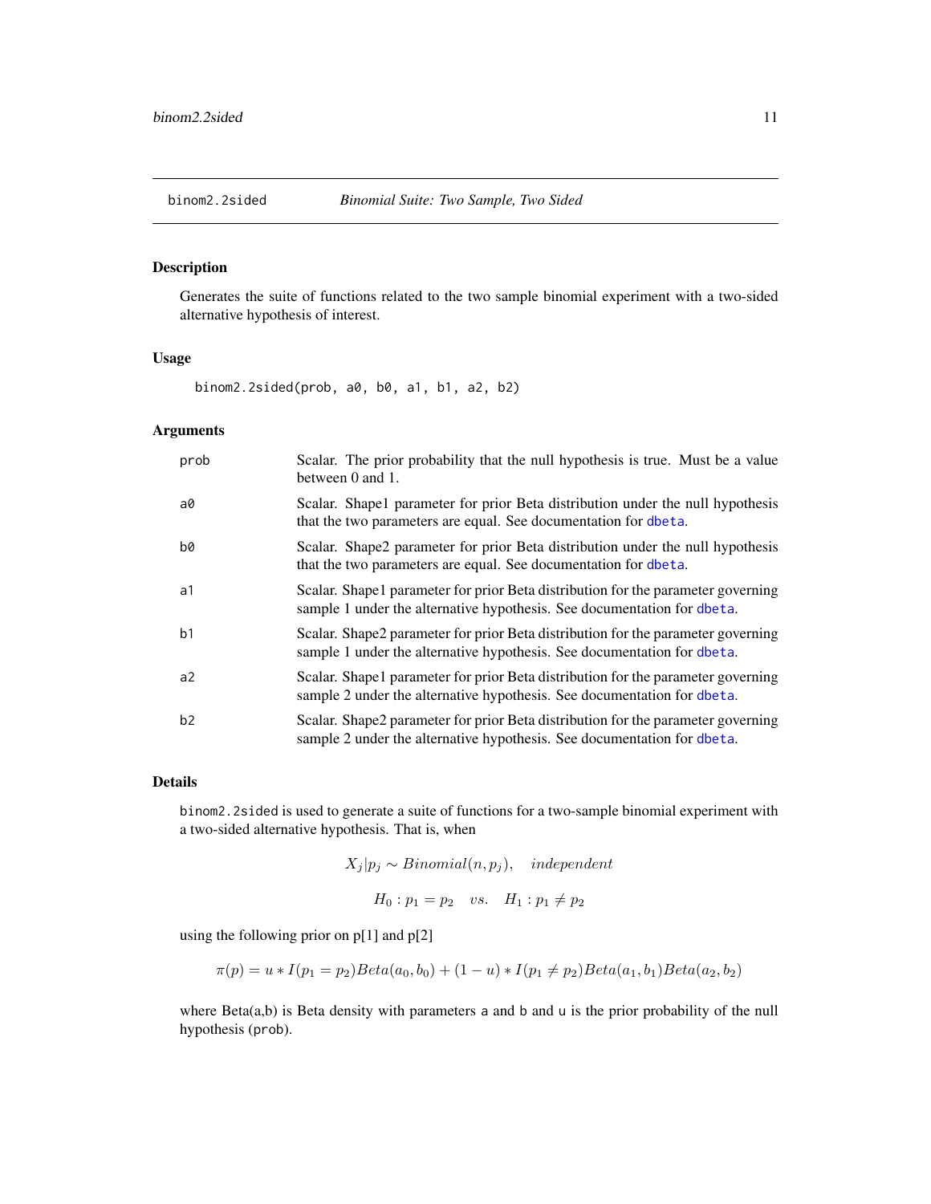## binom2.2sided — *Binomial Suite: Two Sample, Two Sided*

### Description

Generates the suite of functions related to the two sample binomial experiment with a two-sided alternative hypothesis of interest.

### Usage

```
binom2.2sided(prob, a0, b0, a1, b1, a2, b2)
```

### Arguments

| | |
|---|---|
| prob | Scalar. The prior probability that the null hypothesis is true. Must be a value between 0 and 1. |
| a0 | Scalar. Shape1 parameter for prior Beta distribution under the null hypothesis that the two parameters are equal. See documentation for `dbeta`. |
| b0 | Scalar. Shape2 parameter for prior Beta distribution under the null hypothesis that the two parameters are equal. See documentation for `dbeta`. |
| a1 | Scalar. Shape1 parameter for prior Beta distribution for the parameter governing sample 1 under the alternative hypothesis. See documentation for `dbeta`. |
| b1 | Scalar. Shape2 parameter for prior Beta distribution for the parameter governing sample 1 under the alternative hypothesis. See documentation for `dbeta`. |
| a2 | Scalar. Shape1 parameter for prior Beta distribution for the parameter governing sample 2 under the alternative hypothesis. See documentation for `dbeta`. |
| b2 | Scalar. Shape2 parameter for prior Beta distribution for the parameter governing sample 2 under the alternative hypothesis. See documentation for `dbeta`. |

### Details

`binom2.2sided` is used to generate a suite of functions for a two-sample binomial experiment with a two-sided alternative hypothesis. That is, when

$$X_j | p_j \sim Binomial(n, p_j), \quad independent$$

$$H_0 : p_1 = p_2 \quad vs. \quad H_1 : p_1 \neq p_2$$

using the following prior on p[1] and p[2]

$$\pi(p) = u * I(p_1 = p_2) Beta(a_0, b_0) + (1 - u) * I(p_1 \neq p_2) Beta(a_1, b_1) Beta(a_2, b_2)$$

where Beta(a,b) is Beta density with parameters `a` and `b` and `u` is the prior probability of the null hypothesis (`prob`).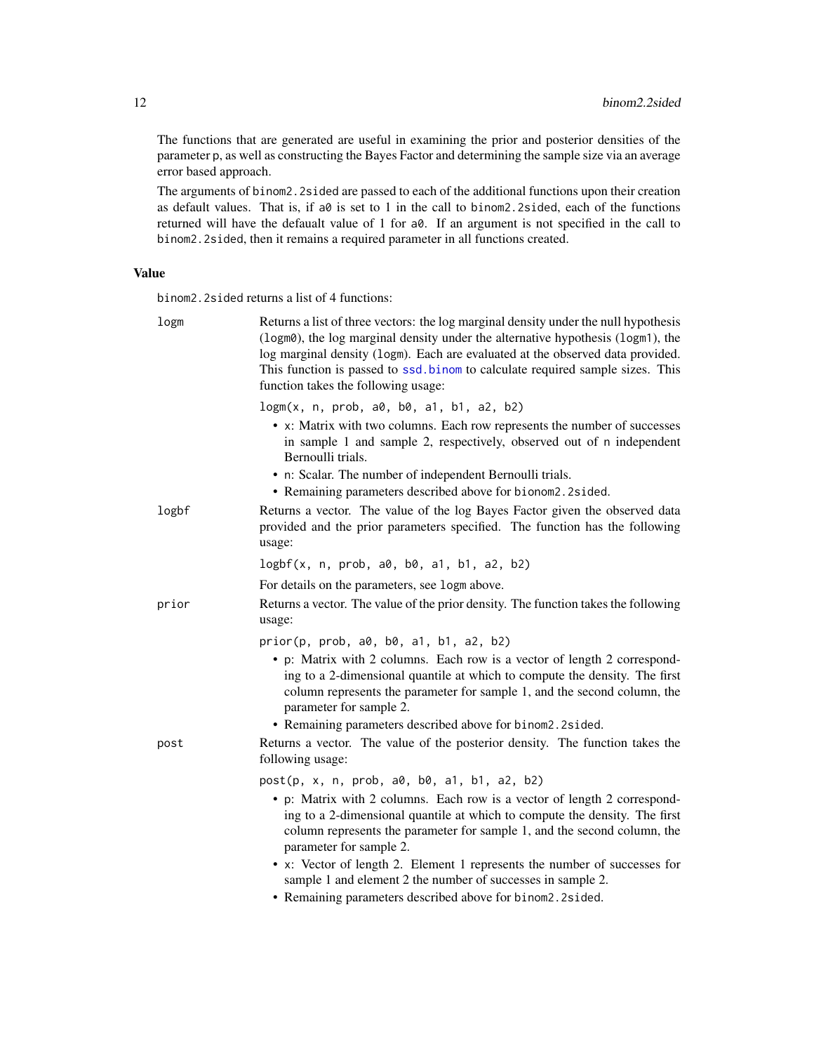The functions that are generated are useful in examining the prior and posterior densities of the parameter p, as well as constructing the Bayes Factor and determining the sample size via an average error based approach.

The arguments of binom2.2sided are passed to each of the additional functions upon their creation as default values. That is, if a0 is set to 1 in the call to binom2.2sided, each of the functions returned will have the defaualt value of 1 for a0. If an argument is not specified in the call to binom2.2sided, then it remains a required parameter in all functions created.

### Value

binom2.2sided returns a list of 4 functions:

**logm**
: Returns a list of three vectors: the log marginal density under the null hypothesis (logm0), the log marginal density under the alternative hypothesis (logm1), the log marginal density (logm). Each are evaluated at the observed data provided. This function is passed to ssd.binom to calculate required sample sizes. This function takes the following usage:

```
logm(x, n, prob, a0, b0, a1, b1, a2, b2)
```

- x: Matrix with two columns. Each row represents the number of successes in sample 1 and sample 2, respectively, observed out of n independent Bernoulli trials.
- n: Scalar. The number of independent Bernoulli trials.
- Remaining parameters described above for bionom2.2sided.

**logbf**
: Returns a vector. The value of the log Bayes Factor given the observed data provided and the prior parameters specified. The function has the following usage:

```
logbf(x, n, prob, a0, b0, a1, b1, a2, b2)
```

For details on the parameters, see logm above.

**prior**
: Returns a vector. The value of the prior density. The function takes the following usage:

```
prior(p, prob, a0, b0, a1, b1, a2, b2)
```

- p: Matrix with 2 columns. Each row is a vector of length 2 corresponding to a 2-dimensional quantile at which to compute the density. The first column represents the parameter for sample 1, and the second column, the parameter for sample 2.
- Remaining parameters described above for binom2.2sided.

**post**
: Returns a vector. The value of the posterior density. The function takes the following usage:

```
post(p, x, n, prob, a0, b0, a1, b1, a2, b2)
```

- p: Matrix with 2 columns. Each row is a vector of length 2 corresponding to a 2-dimensional quantile at which to compute the density. The first column represents the parameter for sample 1, and the second column, the parameter for sample 2.
- x: Vector of length 2. Element 1 represents the number of successes for sample 1 and element 2 the number of successes in sample 2.
- Remaining parameters described above for binom2.2sided.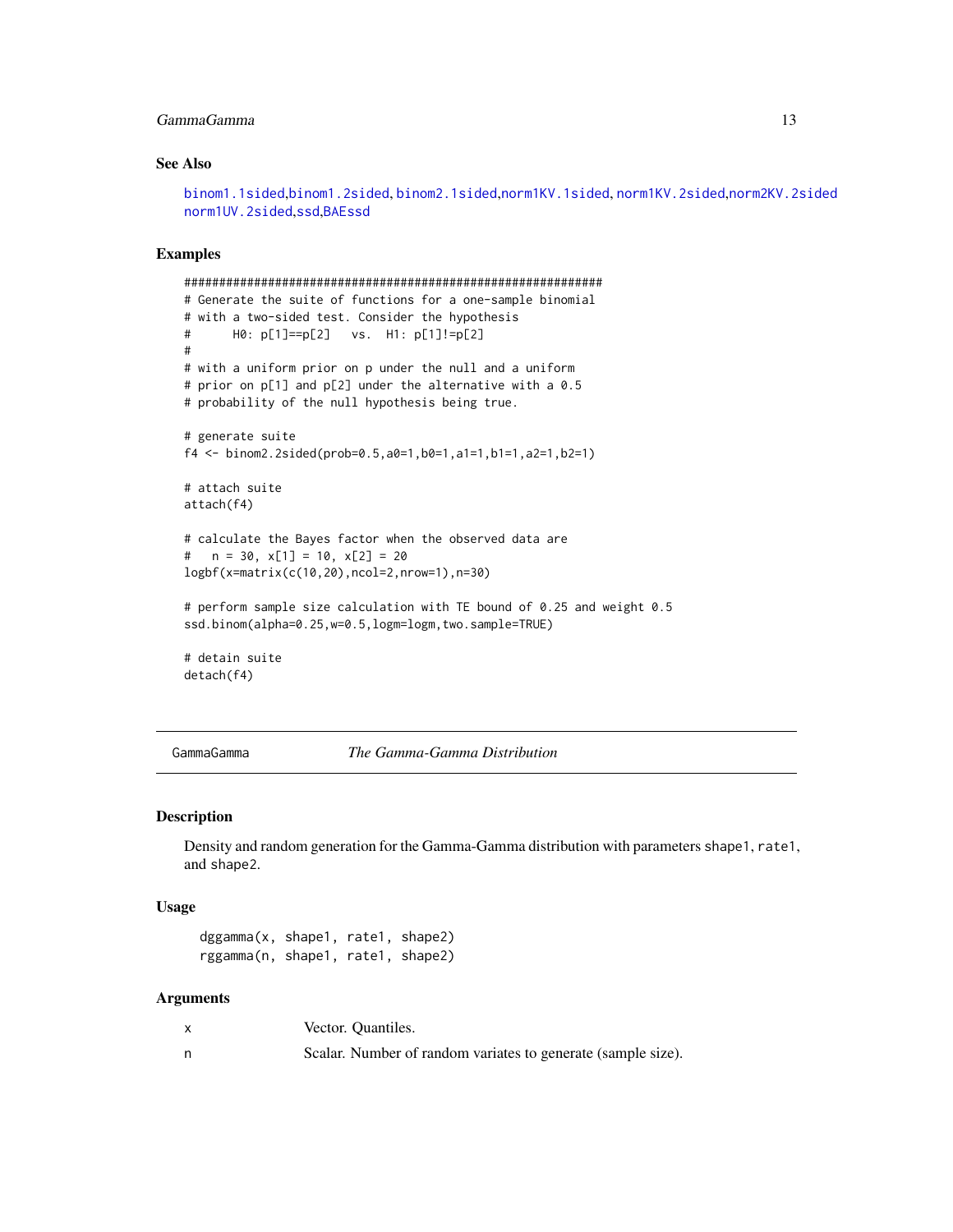## See Also

binom1.1sided,binom1.2sided, binom2.1sided,norm1KV.1sided, norm1KV.2sided,norm2KV.2sided norm1UV.2sided,ssd,BAEssd

## Examples

```
##############################################################
# Generate the suite of functions for a one-sample binomial
# with a two-sided test. Consider the hypothesis
#      H0: p[1]==p[2]   vs.  H1: p[1]!=p[2]
#
# with a uniform prior on p under the null and a uniform
# prior on p[1] and p[2] under the alternative with a 0.5
# probability of the null hypothesis being true.

# generate suite
f4 <- binom2.2sided(prob=0.5,a0=1,b0=1,a1=1,b1=1,a2=1,b2=1)

# attach suite
attach(f4)

# calculate the Bayes factor when the observed data are
#   n = 30, x[1] = 10, x[2] = 20
logbf(x=matrix(c(10,20),ncol=2,nrow=1),n=30)

# perform sample size calculation with TE bound of 0.25 and weight 0.5
ssd.binom(alpha=0.25,w=0.5,logm=logm,two.sample=TRUE)

# detain suite
detach(f4)
```

---

GammaGamma *The Gamma-Gamma Distribution*

---

## Description

Density and random generation for the Gamma-Gamma distribution with parameters shape1, rate1, and shape2.

## Usage

```
dggamma(x, shape1, rate1, shape2)
rggamma(n, shape1, rate1, shape2)
```

## Arguments

| | |
|---|---|
| x | Vector. Quantiles. |
| n | Scalar. Number of random variates to generate (sample size). |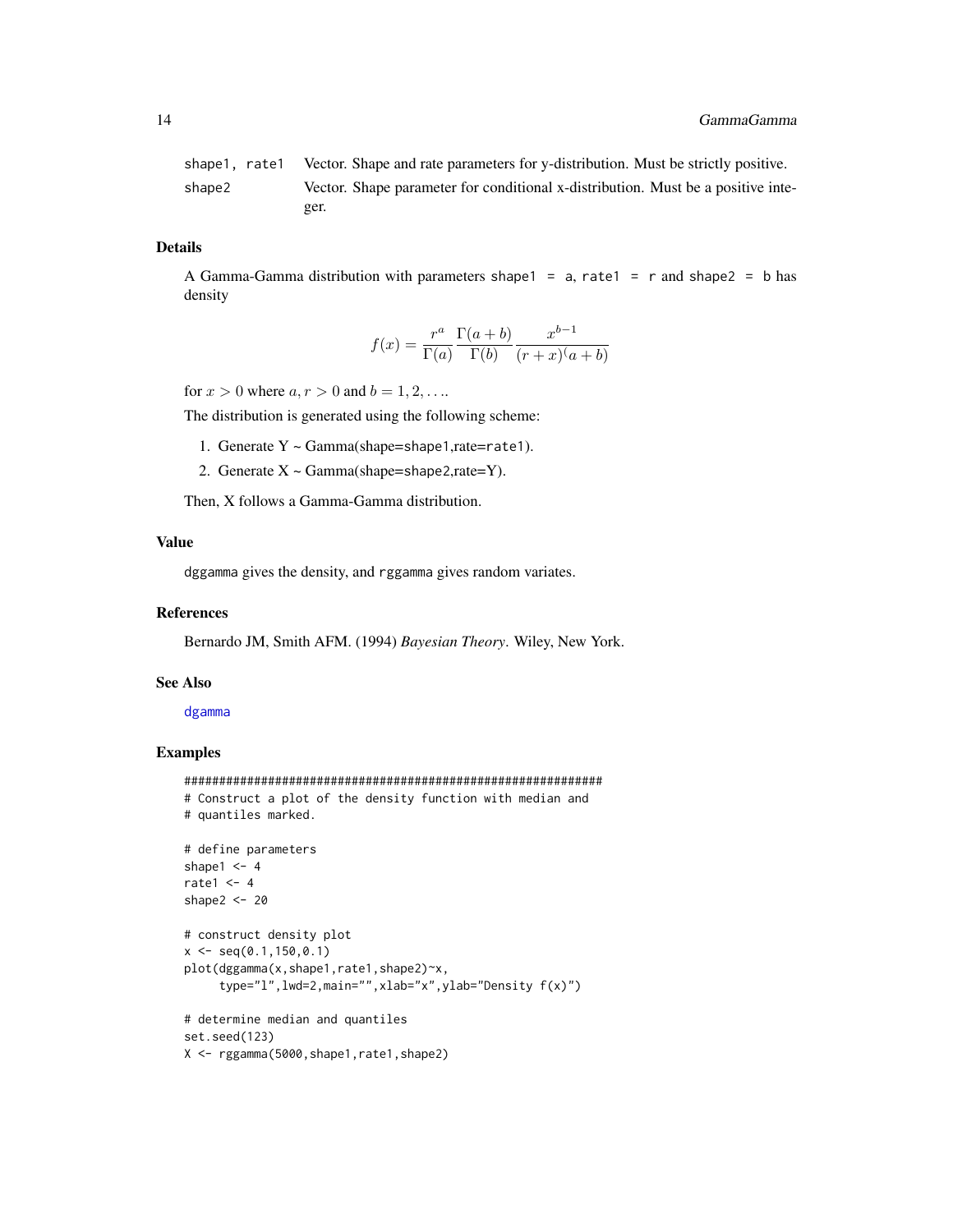| | |
|---|---|
| shape1, rate1 | Vector. Shape and rate parameters for y-distribution. Must be strictly positive. |
| shape2 | Vector. Shape parameter for conditional x-distribution. Must be a positive integer. |

### Details

A Gamma-Gamma distribution with parameters shape1 = a, rate1 = r and shape2 = b has density

$$f(x) = \frac{r^a}{\Gamma(a)} \frac{\Gamma(a+b)}{\Gamma(b)} \frac{x^{b-1}}{(r+x)^(a+b)}$$

for $x > 0$ where $a, r > 0$ and $b = 1, 2, \ldots$.

The distribution is generated using the following scheme:

1. Generate Y ~ Gamma(shape=shape1,rate=rate1).
2. Generate X ~ Gamma(shape=shape2,rate=Y).

Then, X follows a Gamma-Gamma distribution.

### Value

dggamma gives the density, and rggamma gives random variates.

### References

Bernardo JM, Smith AFM. (1994) *Bayesian Theory*. Wiley, New York.

### See Also

dgamma

### Examples

```
##############################################################
# Construct a plot of the density function with median and
# quantiles marked.

# define parameters
shape1 <- 4
rate1 <- 4
shape2 <- 20

# construct density plot
x <- seq(0.1,150,0.1)
plot(dggamma(x,shape1,rate1,shape2)~x,
     type="l",lwd=2,main="",xlab="x",ylab="Density f(x)")

# determine median and quantiles
set.seed(123)
X <- rggamma(5000,shape1,rate1,shape2)
```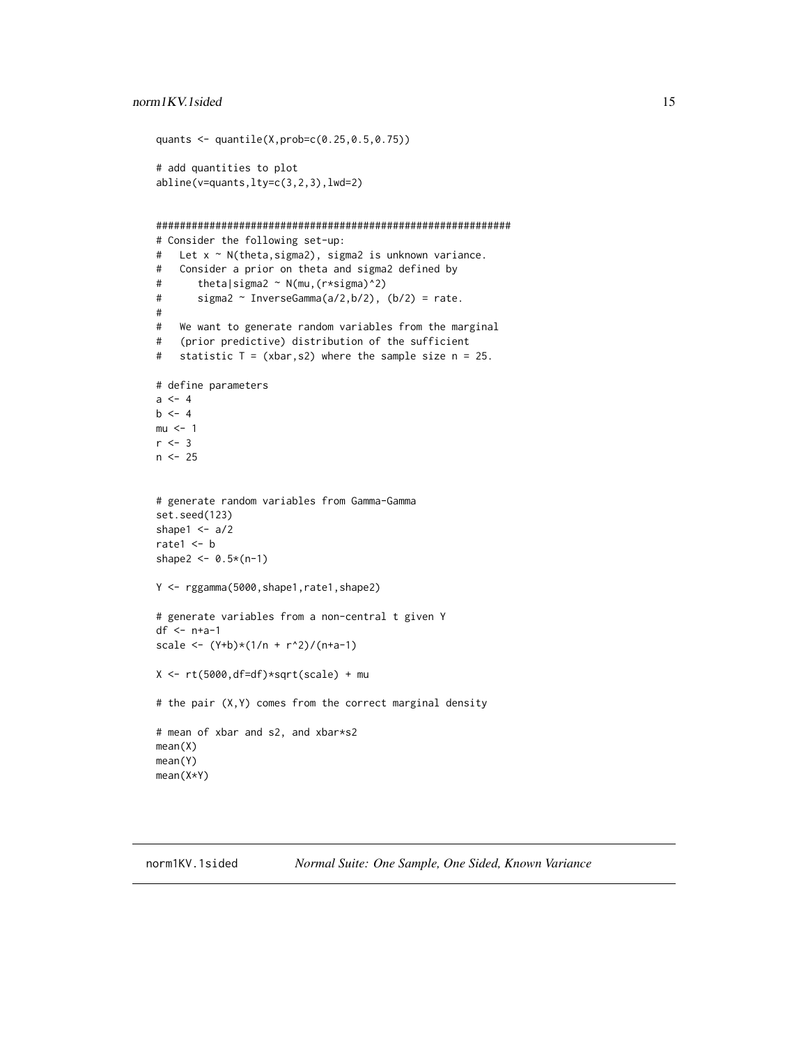```
quants <- quantile(X,prob=c(0.25,0.5,0.75))

# add quantities to plot
abline(v=quants,lty=c(3,2,3),lwd=2)


############################################################
# Consider the following set-up:
#   Let x ~ N(theta,sigma2), sigma2 is unknown variance.
#   Consider a prior on theta and sigma2 defined by
#      theta|sigma2 ~ N(mu,(r*sigma)^2)
#      sigma2 ~ InverseGamma(a/2,b/2), (b/2) = rate.
#
#   We want to generate random variables from the marginal
#   (prior predictive) distribution of the sufficient
#   statistic T = (xbar,s2) where the sample size n = 25.

# define parameters
a <- 4
b <- 4
mu <- 1
r <- 3
n <- 25


# generate random variables from Gamma-Gamma
set.seed(123)
shape1 <- a/2
rate1 <- b
shape2 <- 0.5*(n-1)

Y <- rggamma(5000,shape1,rate1,shape2)

# generate variables from a non-central t given Y
df <- n+a-1
scale <- (Y+b)*(1/n + r^2)/(n+a-1)

X <- rt(5000,df=df)*sqrt(scale) + mu

# the pair (X,Y) comes from the correct marginal density

# mean of xbar and s2, and xbar*s2
mean(X)
mean(Y)
mean(X*Y)
```

---

norm1KV.1sided    *Normal Suite: One Sample, One Sided, Known Variance*

---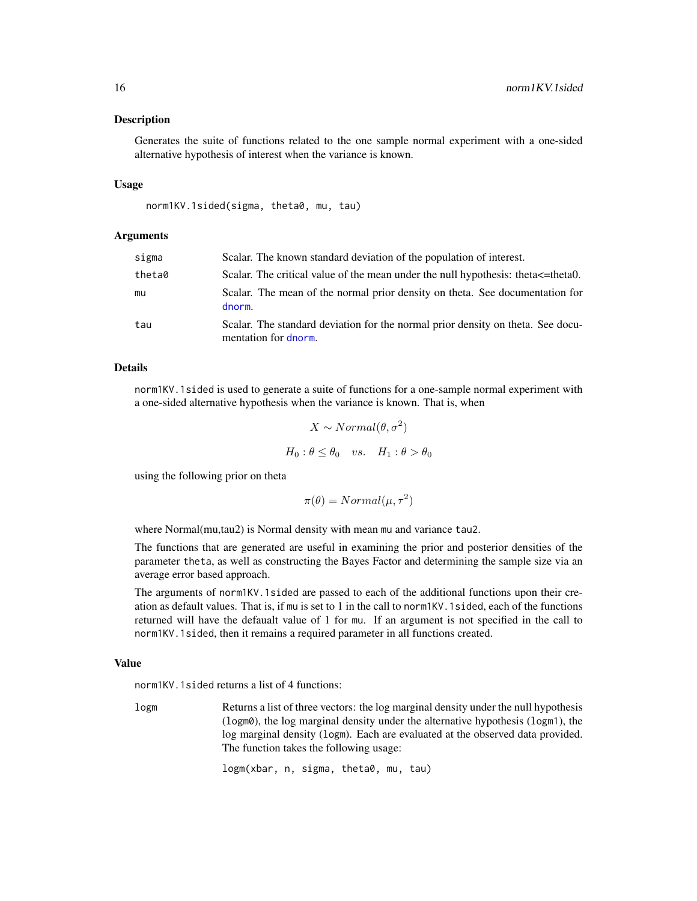## Description

Generates the suite of functions related to the one sample normal experiment with a one-sided alternative hypothesis of interest when the variance is known.

## Usage

```
norm1KV.1sided(sigma, theta0, mu, tau)
```

## Arguments

| | |
|---|---|
| sigma | Scalar. The known standard deviation of the population of interest. |
| theta0 | Scalar. The critical value of the mean under the null hypothesis: theta<=theta0. |
| mu | Scalar. The mean of the normal prior density on theta. See documentation for dnorm. |
| tau | Scalar. The standard deviation for the normal prior density on theta. See documentation for dnorm. |

## Details

norm1KV.1sided is used to generate a suite of functions for a one-sample normal experiment with a one-sided alternative hypothesis when the variance is known. That is, when

$$X \sim Normal(\theta, \sigma^2)$$

$$H_0 : \theta \leq \theta_0 \quad vs. \quad H_1 : \theta > \theta_0$$

using the following prior on theta

$$\pi(\theta) = Normal(\mu, \tau^2)$$

where Normal(mu,tau2) is Normal density with mean mu and variance tau2.

The functions that are generated are useful in examining the prior and posterior densities of the parameter theta, as well as constructing the Bayes Factor and determining the sample size via an average error based approach.

The arguments of norm1KV.1sided are passed to each of the additional functions upon their creation as default values. That is, if mu is set to 1 in the call to norm1KV.1sided, each of the functions returned will have the defaualt value of 1 for mu. If an argument is not specified in the call to norm1KV.1sided, then it remains a required parameter in all functions created.

## Value

norm1KV.1sided returns a list of 4 functions:

logm
: Returns a list of three vectors: the log marginal density under the null hypothesis (logm0), the log marginal density under the alternative hypothesis (logm1), the log marginal density (logm). Each are evaluated at the observed data provided. The function takes the following usage:

```
logm(xbar, n, sigma, theta0, mu, tau)
```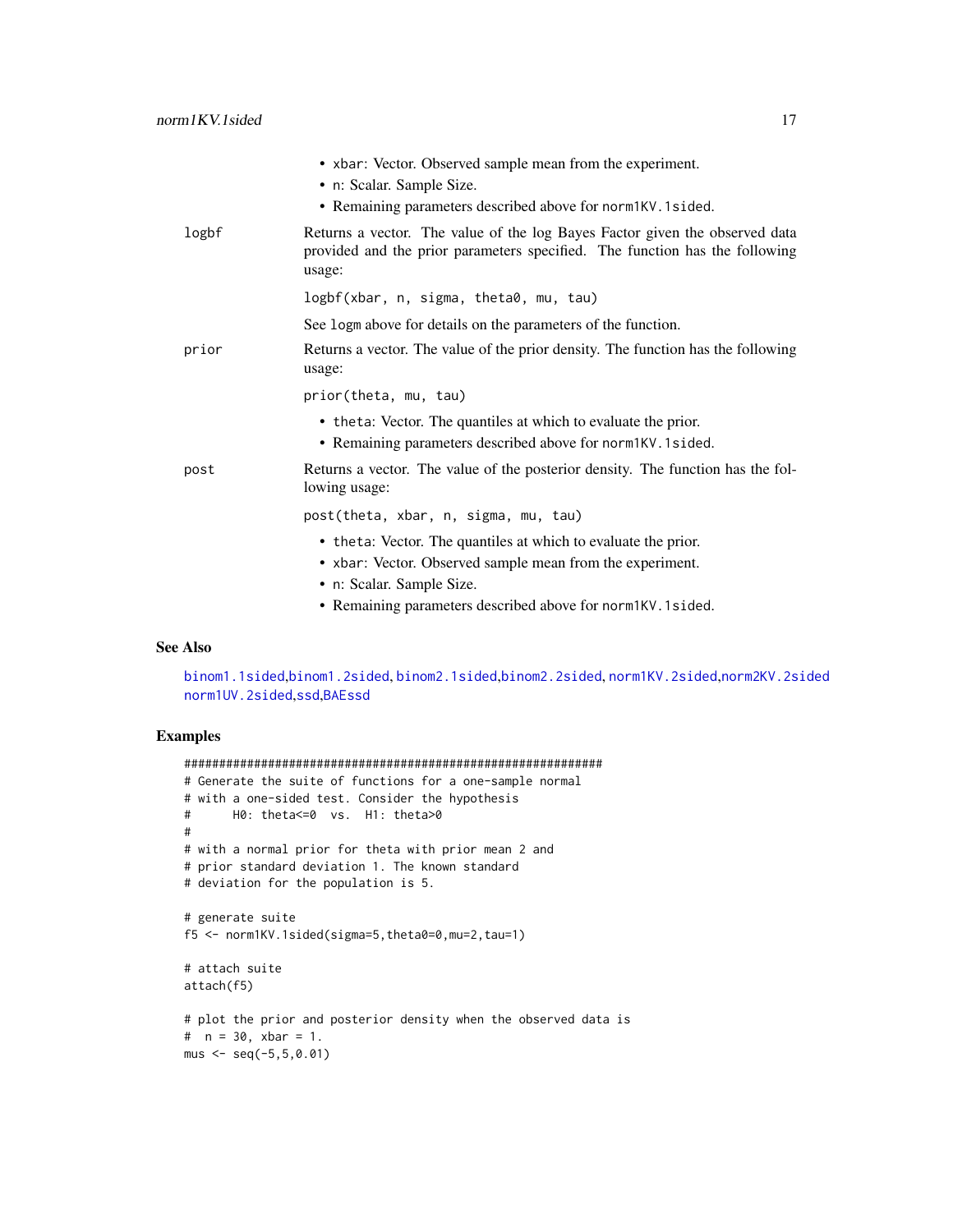- xbar: Vector. Observed sample mean from the experiment.
- n: Scalar. Sample Size.
- Remaining parameters described above for norm1KV.1sided.

**logbf** Returns a vector. The value of the log Bayes Factor given the observed data provided and the prior parameters specified. The function has the following usage:

```
logbf(xbar, n, sigma, theta0, mu, tau)
```

See logm above for details on the parameters of the function.

**prior** Returns a vector. The value of the prior density. The function has the following usage:

```
prior(theta, mu, tau)
```

- theta: Vector. The quantiles at which to evaluate the prior.
- Remaining parameters described above for norm1KV.1sided.

**post** Returns a vector. The value of the posterior density. The function has the following usage:

```
post(theta, xbar, n, sigma, mu, tau)
```

- theta: Vector. The quantiles at which to evaluate the prior.
- xbar: Vector. Observed sample mean from the experiment.
- n: Scalar. Sample Size.
- Remaining parameters described above for norm1KV.1sided.

## See Also

binom1.1sided, binom1.2sided, binom2.1sided, binom2.2sided, norm1KV.2sided, norm2KV.2sided norm1UV.2sided, ssd, BAEssd

## Examples

```
################################################################
# Generate the suite of functions for a one-sample normal
# with a one-sided test. Consider the hypothesis
#      H0: theta<=0  vs.  H1: theta>0
#
# with a normal prior for theta with prior mean 2 and
# prior standard deviation 1. The known standard
# deviation for the population is 5.

# generate suite
f5 <- norm1KV.1sided(sigma=5,theta0=0,mu=2,tau=1)

# attach suite
attach(f5)

# plot the prior and posterior density when the observed data is
#  n = 30, xbar = 1.
mus <- seq(-5,5,0.01)
```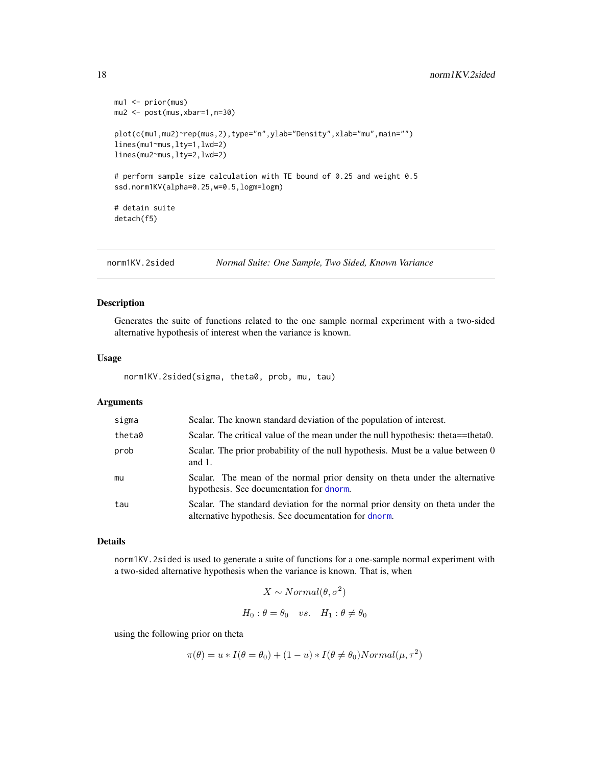```
mu1 <- prior(mus)
mu2 <- post(mus,xbar=1,n=30)

plot(c(mu1,mu2)~rep(mus,2),type="n",ylab="Density",xlab="mu",main="")
lines(mu1~mus,lty=1,lwd=2)
lines(mu2~mus,lty=2,lwd=2)

# perform sample size calculation with TE bound of 0.25 and weight 0.5
ssd.norm1KV(alpha=0.25,w=0.5,logm=logm)

# detain suite
detach(f5)
```

## norm1KV.2sided — *Normal Suite: One Sample, Two Sided, Known Variance*

### Description

Generates the suite of functions related to the one sample normal experiment with a two-sided alternative hypothesis of interest when the variance is known.

### Usage

```
norm1KV.2sided(sigma, theta0, prob, mu, tau)
```

### Arguments

| | |
|---|---|
| `sigma` | Scalar. The known standard deviation of the population of interest. |
| `theta0` | Scalar. The critical value of the mean under the null hypothesis: theta==theta0. |
| `prob` | Scalar. The prior probability of the null hypothesis. Must be a value between 0 and 1. |
| `mu` | Scalar. The mean of the normal prior density on theta under the alternative hypothesis. See documentation for `dnorm`. |
| `tau` | Scalar. The standard deviation for the normal prior density on theta under the alternative hypothesis. See documentation for `dnorm`. |

### Details

`norm1KV.2sided` is used to generate a suite of functions for a one-sample normal experiment with a two-sided alternative hypothesis when the variance is known. That is, when

$$X \sim Normal(\theta, \sigma^2)$$

$$H_0 : \theta = \theta_0 \quad vs. \quad H_1 : \theta \neq \theta_0$$

using the following prior on theta

$$\pi(\theta) = u * I(\theta = \theta_0) + (1 - u) * I(\theta \neq \theta_0) Normal(\mu, \tau^2)$$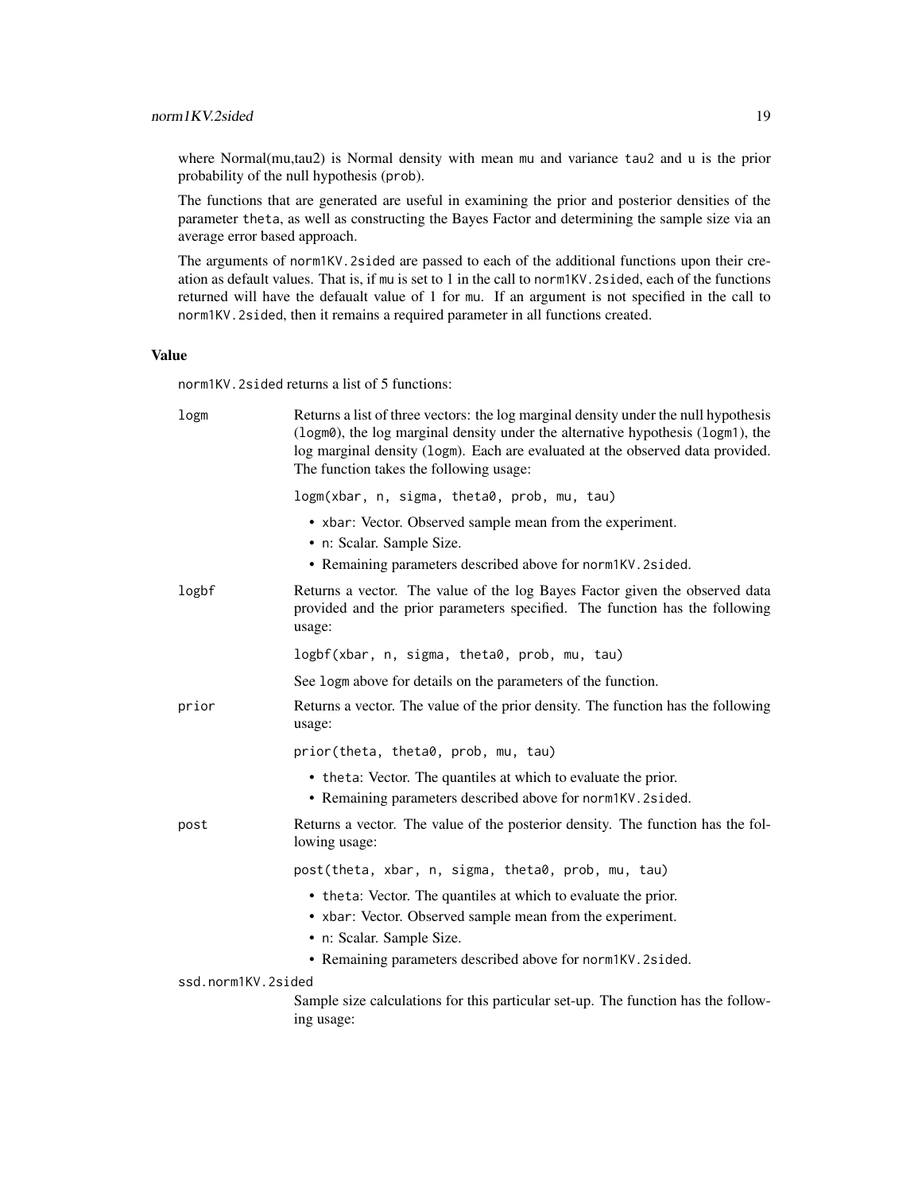where Normal(mu,tau2) is Normal density with mean mu and variance tau2 and u is the prior probability of the null hypothesis (prob).

The functions that are generated are useful in examining the prior and posterior densities of the parameter theta, as well as constructing the Bayes Factor and determining the sample size via an average error based approach.

The arguments of norm1KV.2sided are passed to each of the additional functions upon their creation as default values. That is, if mu is set to 1 in the call to norm1KV.2sided, each of the functions returned will have the defaualt value of 1 for mu. If an argument is not specified in the call to norm1KV.2sided, then it remains a required parameter in all functions created.

### Value

norm1KV.2sided returns a list of 5 functions:

**logm**
: Returns a list of three vectors: the log marginal density under the null hypothesis (logm0), the log marginal density under the alternative hypothesis (logm1), the log marginal density (logm). Each are evaluated at the observed data provided. The function takes the following usage:

```
logm(xbar, n, sigma, theta0, prob, mu, tau)
```

- xbar: Vector. Observed sample mean from the experiment.
- n: Scalar. Sample Size.
- Remaining parameters described above for norm1KV.2sided.

**logbf**
: Returns a vector. The value of the log Bayes Factor given the observed data provided and the prior parameters specified. The function has the following usage:

```
logbf(xbar, n, sigma, theta0, prob, mu, tau)
```

See logm above for details on the parameters of the function.

**prior**
: Returns a vector. The value of the prior density. The function has the following usage:

```
prior(theta, theta0, prob, mu, tau)
```

- theta: Vector. The quantiles at which to evaluate the prior.
- Remaining parameters described above for norm1KV.2sided.

**post**
: Returns a vector. The value of the posterior density. The function has the following usage:

```
post(theta, xbar, n, sigma, theta0, prob, mu, tau)
```

- theta: Vector. The quantiles at which to evaluate the prior.
- xbar: Vector. Observed sample mean from the experiment.
- n: Scalar. Sample Size.
- Remaining parameters described above for norm1KV.2sided.

**ssd.norm1KV.2sided**
: Sample size calculations for this particular set-up. The function has the following usage: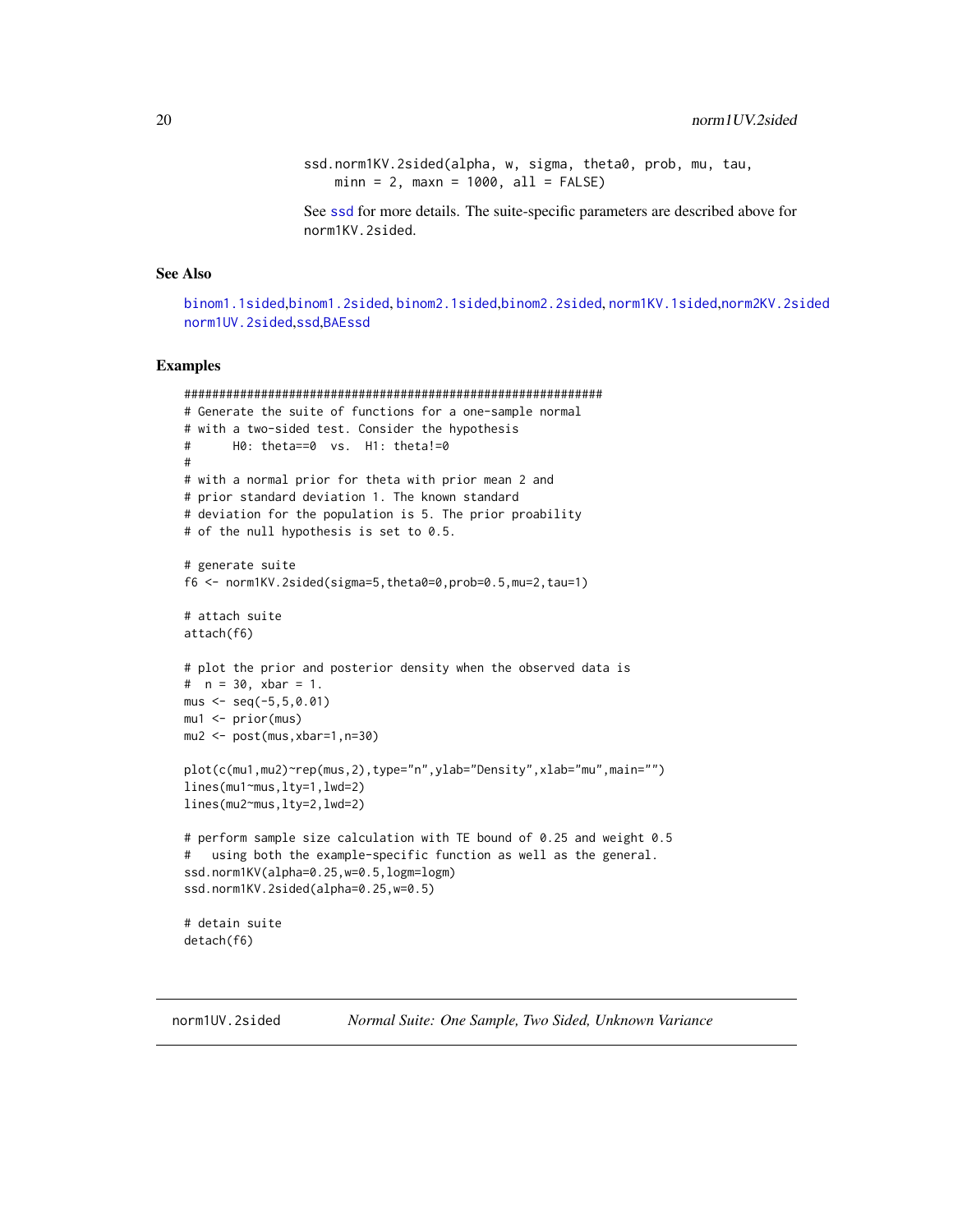```
ssd.norm1KV.2sided(alpha, w, sigma, theta0, prob, mu, tau,
    minn = 2, maxn = 1000, all = FALSE)
```

See ssd for more details. The suite-specific parameters are described above for norm1KV.2sided.

## See Also

binom1.1sided,binom1.2sided, binom2.1sided,binom2.2sided, norm1KV.1sided,norm2KV.2sided norm1UV.2sided,ssd,BAEssd

## Examples

```
##############################################################
# Generate the suite of functions for a one-sample normal
# with a two-sided test. Consider the hypothesis
#      H0: theta==0  vs.  H1: theta!=0
#
# with a normal prior for theta with prior mean 2 and
# prior standard deviation 1. The known standard
# deviation for the population is 5. The prior proability
# of the null hypothesis is set to 0.5.

# generate suite
f6 <- norm1KV.2sided(sigma=5,theta0=0,prob=0.5,mu=2,tau=1)

# attach suite
attach(f6)

# plot the prior and posterior density when the observed data is
#  n = 30, xbar = 1.
mus <- seq(-5,5,0.01)
mu1 <- prior(mus)
mu2 <- post(mus,xbar=1,n=30)

plot(c(mu1,mu2)~rep(mus,2),type="n",ylab="Density",xlab="mu",main="")
lines(mu1~mus,lty=1,lwd=2)
lines(mu2~mus,lty=2,lwd=2)

# perform sample size calculation with TE bound of 0.25 and weight 0.5
#   using both the example-specific function as well as the general.
ssd.norm1KV(alpha=0.25,w=0.5,logm=logm)
ssd.norm1KV.2sided(alpha=0.25,w=0.5)

# detain suite
detach(f6)
```

---

norm1UV.2sided    *Normal Suite: One Sample, Two Sided, Unknown Variance*

---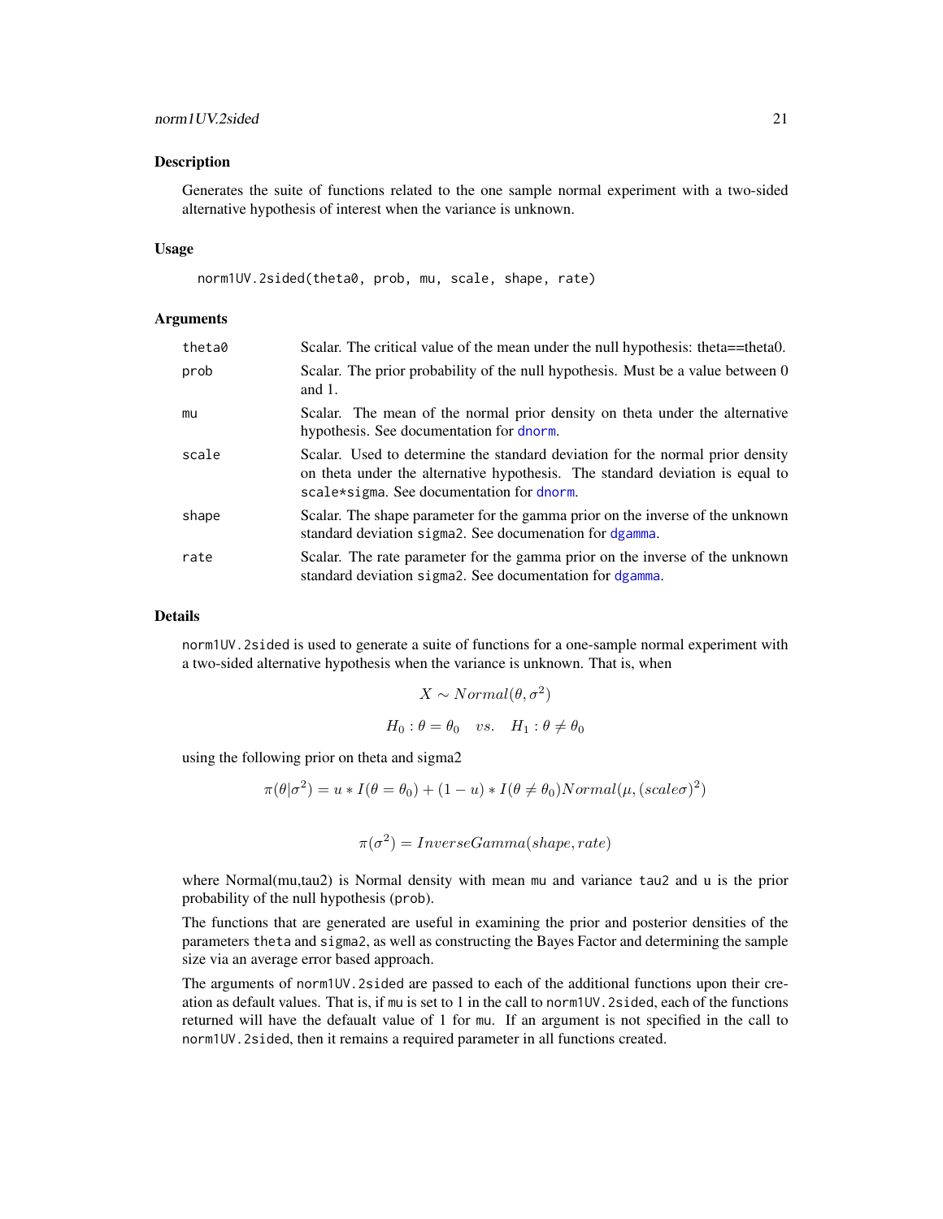### Description

Generates the suite of functions related to the one sample normal experiment with a two-sided alternative hypothesis of interest when the variance is unknown.

### Usage

```
norm1UV.2sided(theta0, prob, mu, scale, shape, rate)
```

### Arguments

| | |
|---|---|
| `theta0` | Scalar. The critical value of the mean under the null hypothesis: theta==theta0. |
| `prob` | Scalar. The prior probability of the null hypothesis. Must be a value between 0 and 1. |
| `mu` | Scalar. The mean of the normal prior density on theta under the alternative hypothesis. See documentation for `dnorm`. |
| `scale` | Scalar. Used to determine the standard deviation for the normal prior density on theta under the alternative hypothesis. The standard deviation is equal to `scale*sigma`. See documentation for `dnorm`. |
| `shape` | Scalar. The shape parameter for the gamma prior on the inverse of the unknown standard deviation `sigma2`. See documenation for `dgamma`. |
| `rate` | Scalar. The rate parameter for the gamma prior on the inverse of the unknown standard deviation `sigma2`. See documenation for `dgamma`. |

### Details

`norm1UV.2sided` is used to generate a suite of functions for a one-sample normal experiment with a two-sided alternative hypothesis when the variance is unknown. That is, when

$$X \sim Normal(\theta, \sigma^2)$$

$$H_0 : \theta = \theta_0 \quad vs. \quad H_1 : \theta \neq \theta_0$$

using the following prior on theta and sigma2

$$\pi(\theta|\sigma^2) = u * I(\theta = \theta_0) + (1 - u) * I(\theta \neq \theta_0) Normal(\mu, (scale\sigma)^2)$$

$$\pi(\sigma^2) = InverseGamma(shape, rate)$$

where Normal(mu,tau2) is Normal density with mean `mu` and variance `tau2` and u is the prior probability of the null hypothesis (`prob`).

The functions that are generated are useful in examining the prior and posterior densities of the parameters `theta` and `sigma2`, as well as constructing the Bayes Factor and determining the sample size via an average error based approach.

The arguments of `norm1UV.2sided` are passed to each of the additional functions upon their creation as default values. That is, if `mu` is set to 1 in the call to `norm1UV.2sided`, each of the functions returned will have the defaualt value of 1 for `mu`. If an argument is not specified in the call to `norm1UV.2sided`, then it remains a required parameter in all functions created.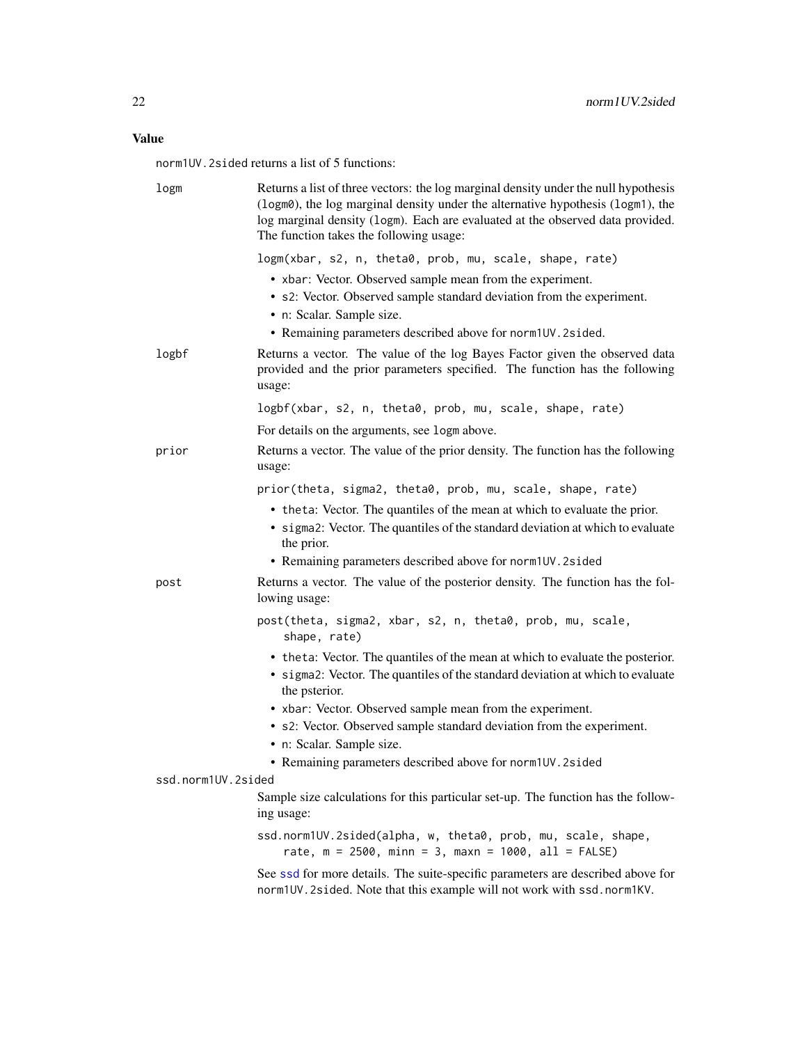### Value

`norm1UV.2sided` returns a list of 5 functions:

**logm**
: Returns a list of three vectors: the log marginal density under the null hypothesis (`logm0`), the log marginal density under the alternative hypothesis (`logm1`), the log marginal density (`logm`). Each are evaluated at the observed data provided. The function takes the following usage:

```
logm(xbar, s2, n, theta0, prob, mu, scale, shape, rate)
```

- `xbar`: Vector. Observed sample mean from the experiment.
- `s2`: Vector. Observed sample standard deviation from the experiment.
- `n`: Scalar. Sample size.
- Remaining parameters described above for `norm1UV.2sided`.

**logbf**
: Returns a vector. The value of the log Bayes Factor given the observed data provided and the prior parameters specified. The function has the following usage:

```
logbf(xbar, s2, n, theta0, prob, mu, scale, shape, rate)
```

For details on the arguments, see `logm` above.

**prior**
: Returns a vector. The value of the prior density. The function has the following usage:

```
prior(theta, sigma2, theta0, prob, mu, scale, shape, rate)
```

- `theta`: Vector. The quantiles of the mean at which to evaluate the prior.
- `sigma2`: Vector. The quantiles of the standard deviation at which to evaluate the prior.
- Remaining parameters described above for `norm1UV.2sided`

**post**
: Returns a vector. The value of the posterior density. The function has the following usage:

```
post(theta, sigma2, xbar, s2, n, theta0, prob, mu, scale,
    shape, rate)
```

- `theta`: Vector. The quantiles of the mean at which to evaluate the posterior.
- `sigma2`: Vector. The quantiles of the standard deviation at which to evaluate the psterior.
- `xbar`: Vector. Observed sample mean from the experiment.
- `s2`: Vector. Observed sample standard deviation from the experiment.
- `n`: Scalar. Sample size.
- Remaining parameters described above for `norm1UV.2sided`

**ssd.norm1UV.2sided**
: Sample size calculations for this particular set-up. The function has the following usage:

```
ssd.norm1UV.2sided(alpha, w, theta0, prob, mu, scale, shape,
    rate, m = 2500, minn = 3, maxn = 1000, all = FALSE)
```

See ssd for more details. The suite-specific parameters are described above for `norm1UV.2sided`. Note that this example will not work with `ssd.norm1KV`.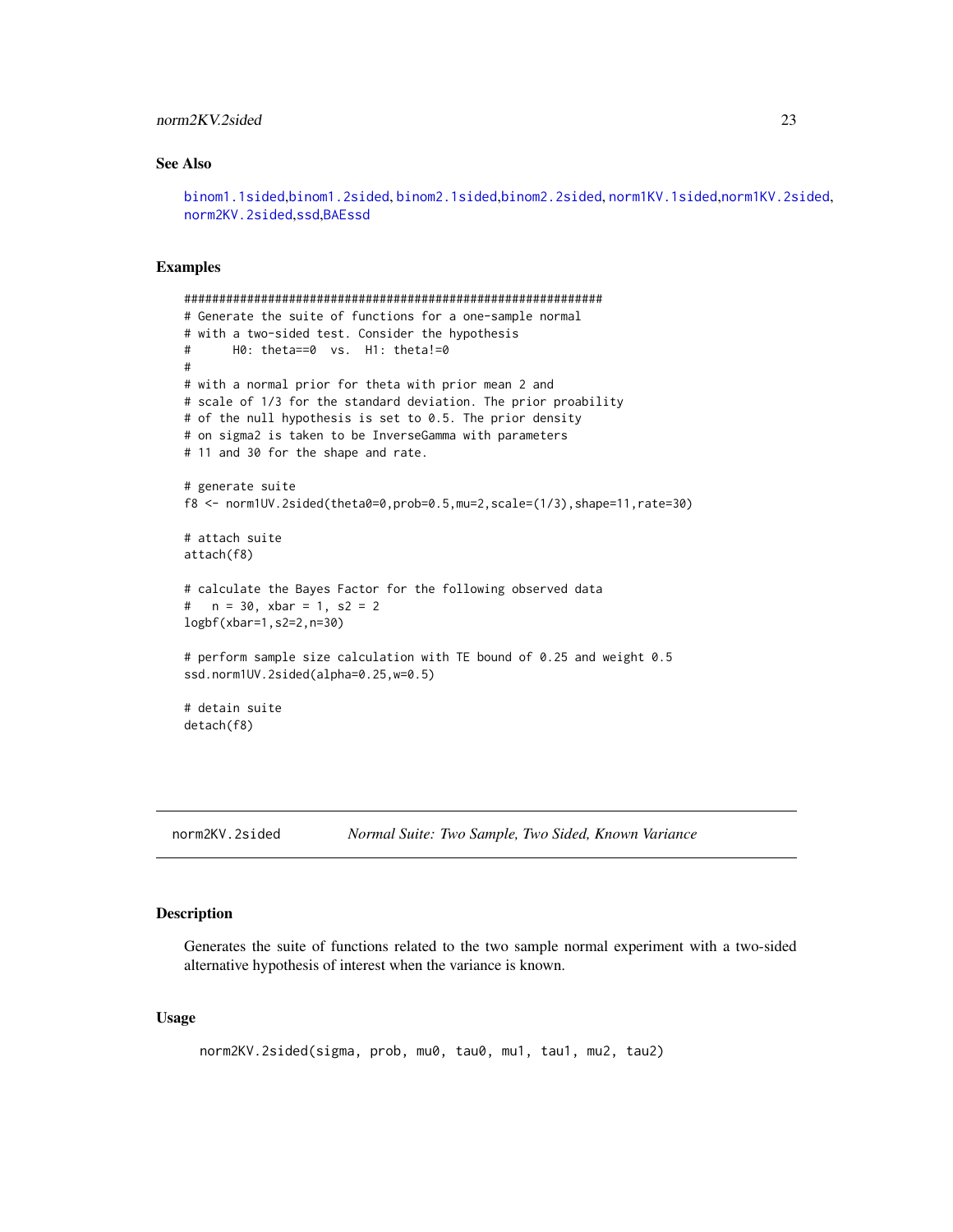## See Also

binom1.1sided,binom1.2sided, binom2.1sided,binom2.2sided, norm1KV.1sided,norm1KV.2sided, norm2KV.2sided,ssd,BAEssd

## Examples

```
############################################################
# Generate the suite of functions for a one-sample normal
# with a two-sided test. Consider the hypothesis
#      H0: theta==0  vs.  H1: theta!=0
#
# with a normal prior for theta with prior mean 2 and
# scale of 1/3 for the standard deviation. The prior proability
# of the null hypothesis is set to 0.5. The prior density
# on sigma2 is taken to be InverseGamma with parameters
# 11 and 30 for the shape and rate.

# generate suite
f8 <- norm1UV.2sided(theta0=0,prob=0.5,mu=2,scale=(1/3),shape=11,rate=30)

# attach suite
attach(f8)

# calculate the Bayes Factor for the following observed data
#   n = 30, xbar = 1, s2 = 2
logbf(xbar=1,s2=2,n=30)

# perform sample size calculation with TE bound of 0.25 and weight 0.5
ssd.norm1UV.2sided(alpha=0.25,w=0.5)

# detain suite
detach(f8)
```

---

norm2KV.2sided *Normal Suite: Two Sample, Two Sided, Known Variance*

---

## Description

Generates the suite of functions related to the two sample normal experiment with a two-sided alternative hypothesis of interest when the variance is known.

## Usage

```
norm2KV.2sided(sigma, prob, mu0, tau0, mu1, tau1, mu2, tau2)
```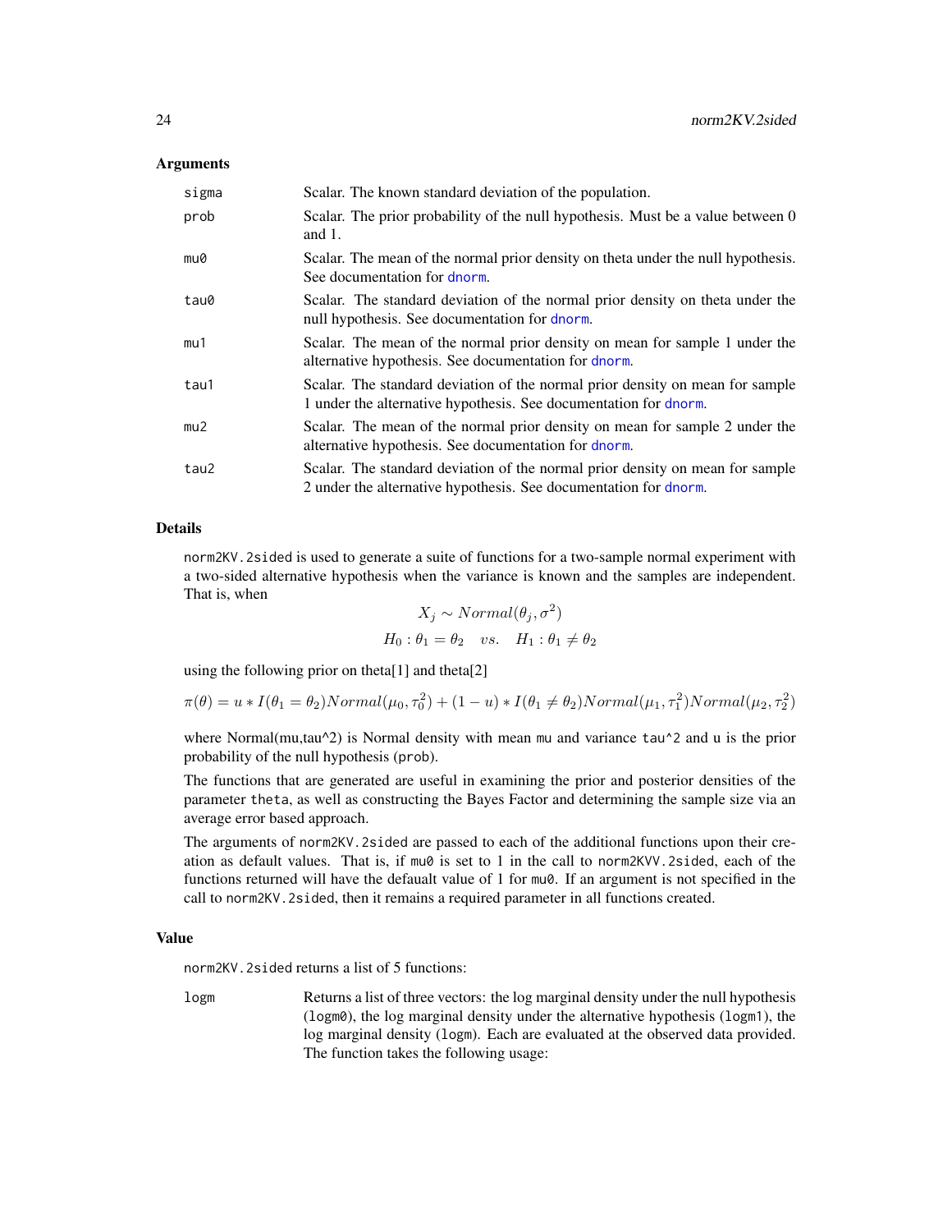### Arguments

| | |
|---|---|
| `sigma` | Scalar. The known standard deviation of the population. |
| `prob` | Scalar. The prior probability of the null hypothesis. Must be a value between 0 and 1. |
| `mu0` | Scalar. The mean of the normal prior density on theta under the null hypothesis. See documentation for `dnorm`. |
| `tau0` | Scalar. The standard deviation of the normal prior density on theta under the null hypothesis. See documentation for `dnorm`. |
| `mu1` | Scalar. The mean of the normal prior density on mean for sample 1 under the alternative hypothesis. See documentation for `dnorm`. |
| `tau1` | Scalar. The standard deviation of the normal prior density on mean for sample 1 under the alternative hypothesis. See documentation for `dnorm`. |
| `mu2` | Scalar. The mean of the normal prior density on mean for sample 2 under the alternative hypothesis. See documentation for `dnorm`. |
| `tau2` | Scalar. The standard deviation of the normal prior density on mean for sample 2 under the alternative hypothesis. See documentation for `dnorm`. |

### Details

`norm2KV.2sided` is used to generate a suite of functions for a two-sample normal experiment with a two-sided alternative hypothesis when the variance is known and the samples are independent. That is, when

$$X_j \sim Normal(\theta_j, \sigma^2)$$

$$H_0 : \theta_1 = \theta_2 \quad vs. \quad H_1 : \theta_1 \neq \theta_2$$

using the following prior on theta[1] and theta[2]

$$\pi(\theta) = u * I(\theta_1 = \theta_2) Normal(\mu_0, \tau_0^2) + (1 - u) * I(\theta_1 \neq \theta_2) Normal(\mu_1, \tau_1^2) Normal(\mu_2, \tau_2^2)$$

where Normal(mu,tau^2) is Normal density with mean `mu` and variance `tau^2` and u is the prior probability of the null hypothesis (`prob`).

The functions that are generated are useful in examining the prior and posterior densities of the parameter `theta`, as well as constructing the Bayes Factor and determining the sample size via an average error based approach.

The arguments of `norm2KV.2sided` are passed to each of the additional functions upon their creation as default values. That is, if `mu0` is set to 1 in the call to `norm2KVV.2sided`, each of the functions returned will have the defaualt value of 1 for `mu0`. If an argument is not specified in the call to `norm2KV.2sided`, then it remains a required parameter in all functions created.

### Value

`norm2KV.2sided` returns a list of 5 functions:

| | |
|---|---|
| `logm` | Returns a list of three vectors: the log marginal density under the null hypothesis (`logm0`), the log marginal density under the alternative hypothesis (`logm1`), the log marginal density (`logm`). Each are evaluated at the observed data provided. The function takes the following usage: |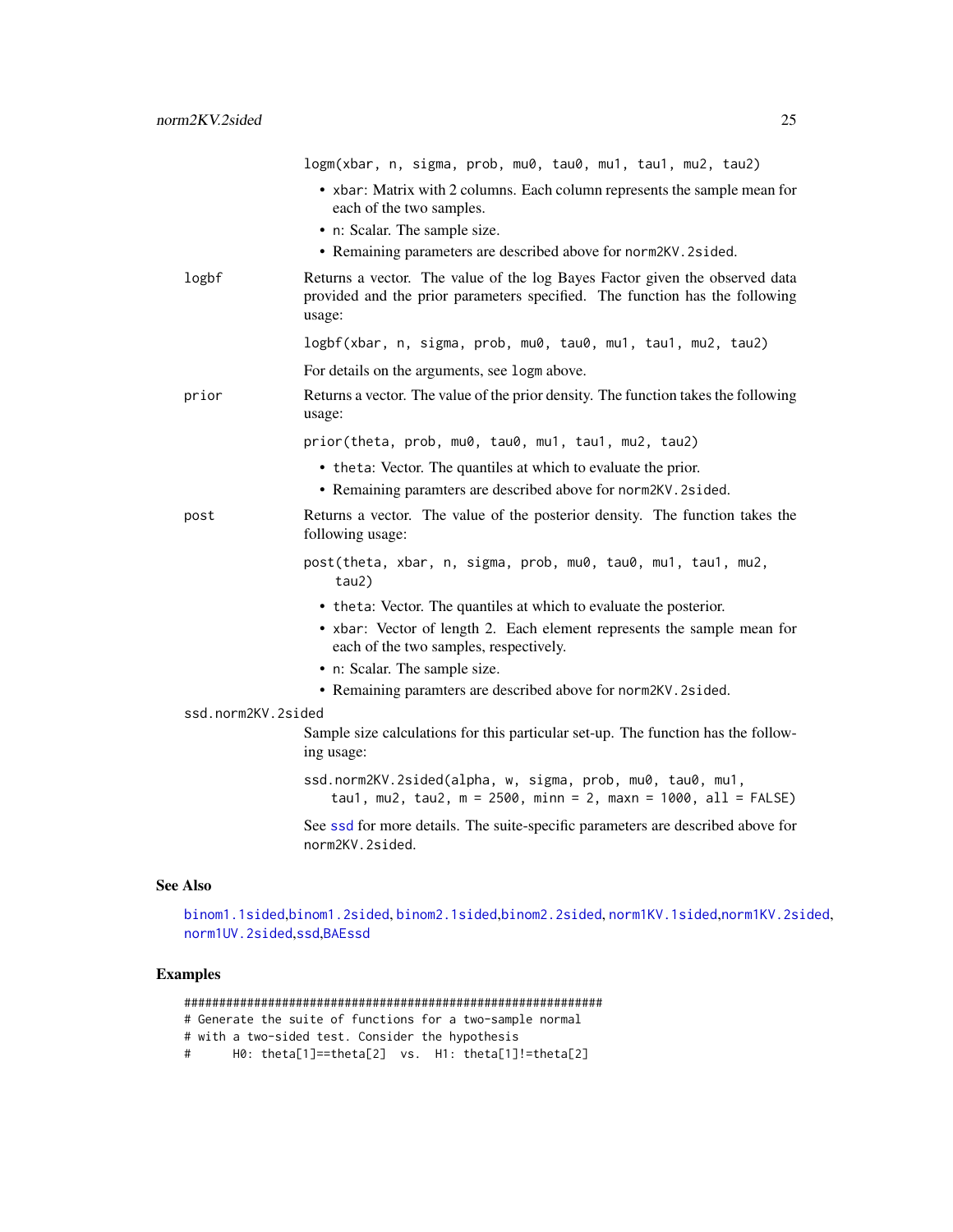```
logm(xbar, n, sigma, prob, mu0, tau0, mu1, tau1, mu2, tau2)
```

- `xbar`: Matrix with 2 columns. Each column represents the sample mean for each of the two samples.
- `n`: Scalar. The sample size.
- Remaining parameters are described above for `norm2KV.2sided`.

**logbf**
Returns a vector. The value of the log Bayes Factor given the observed data provided and the prior parameters specified. The function has the following usage:

```
logbf(xbar, n, sigma, prob, mu0, tau0, mu1, tau1, mu2, tau2)
```

For details on the arguments, see `logm` above.

**prior**
Returns a vector. The value of the prior density. The function takes the following usage:

```
prior(theta, prob, mu0, tau0, mu1, tau1, mu2, tau2)
```

- `theta`: Vector. The quantiles at which to evaluate the prior.
- Remaining paramters are described above for `norm2KV.2sided`.

**post**
Returns a vector. The value of the posterior density. The function takes the following usage:

```
post(theta, xbar, n, sigma, prob, mu0, tau0, mu1, tau1, mu2,
    tau2)
```

- `theta`: Vector. The quantiles at which to evaluate the posterior.
- `xbar`: Vector of length 2. Each element represents the sample mean for each of the two samples, respectively.
- `n`: Scalar. The sample size.
- Remaining paramters are described above for `norm2KV.2sided`.

**ssd.norm2KV.2sided**
Sample size calculations for this particular set-up. The function has the following usage:

```
ssd.norm2KV.2sided(alpha, w, sigma, prob, mu0, tau0, mu1,
    tau1, mu2, tau2, m = 2500, minn = 2, maxn = 1000, all = FALSE)
```

See `ssd` for more details. The suite-specific parameters are described above for `norm2KV.2sided`.

## See Also

`binom1.1sided`,`binom1.2sided`, `binom2.1sided`,`binom2.2sided`, `norm1KV.1sided`,`norm1KV.2sided`, `norm1UV.2sided`,`ssd`,`BAEssd`

## Examples

```
##############################################################
# Generate the suite of functions for a two-sample normal
# with a two-sided test. Consider the hypothesis
#      H0: theta[1]==theta[2]  vs.  H1: theta[1]!=theta[2]
```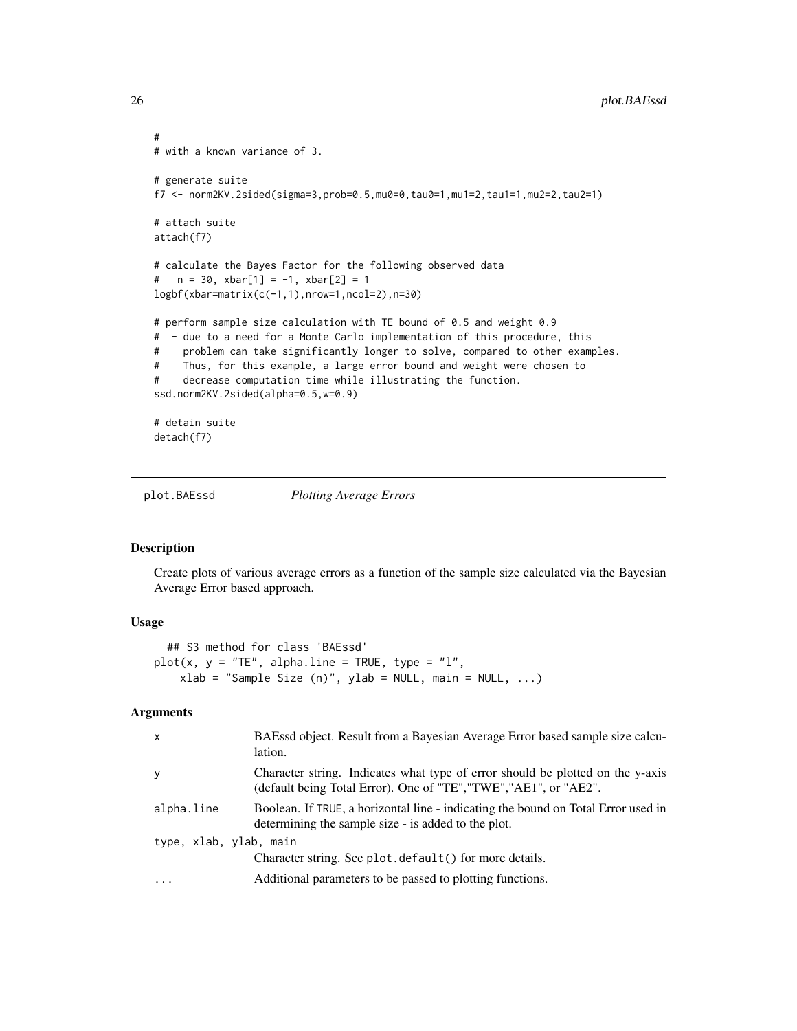```
#
# with a known variance of 3.

# generate suite
f7 <- norm2KV.2sided(sigma=3,prob=0.5,mu0=0,tau0=1,mu1=2,tau1=1,mu2=2,tau2=1)

# attach suite
attach(f7)

# calculate the Bayes Factor for the following observed data
#   n = 30, xbar[1] = -1, xbar[2] = 1
logbf(xbar=matrix(c(-1,1),nrow=1,ncol=2),n=30)

# perform sample size calculation with TE bound of 0.5 and weight 0.9
#  - due to a need for a Monte Carlo implementation of this procedure, this
#    problem can take significantly longer to solve, compared to other examples.
#    Thus, for this example, a large error bound and weight were chosen to
#    decrease computation time while illustrating the function.
ssd.norm2KV.2sided(alpha=0.5,w=0.9)

# detain suite
detach(f7)
```

## plot.BAEssd *Plotting Average Errors*

### Description

Create plots of various average errors as a function of the sample size calculated via the Bayesian Average Error based approach.

### Usage

```
  ## S3 method for class 'BAEssd'
plot(x, y = "TE", alpha.line = TRUE, type = "l",
    xlab = "Sample Size (n)", ylab = NULL, main = NULL, ...)
```

### Arguments

| | |
|---|---|
| x | BAEssd object. Result from a Bayesian Average Error based sample size calculation. |
| y | Character string. Indicates what type of error should be plotted on the y-axis (default being Total Error). One of "TE","TWE","AE1", or "AE2". |
| alpha.line | Boolean. If TRUE, a horizontal line - indicating the bound on Total Error used in determining the sample size - is added to the plot. |
| type, xlab, ylab, main | Character string. See plot.default() for more details. |
| ... | Additional parameters to be passed to plotting functions. |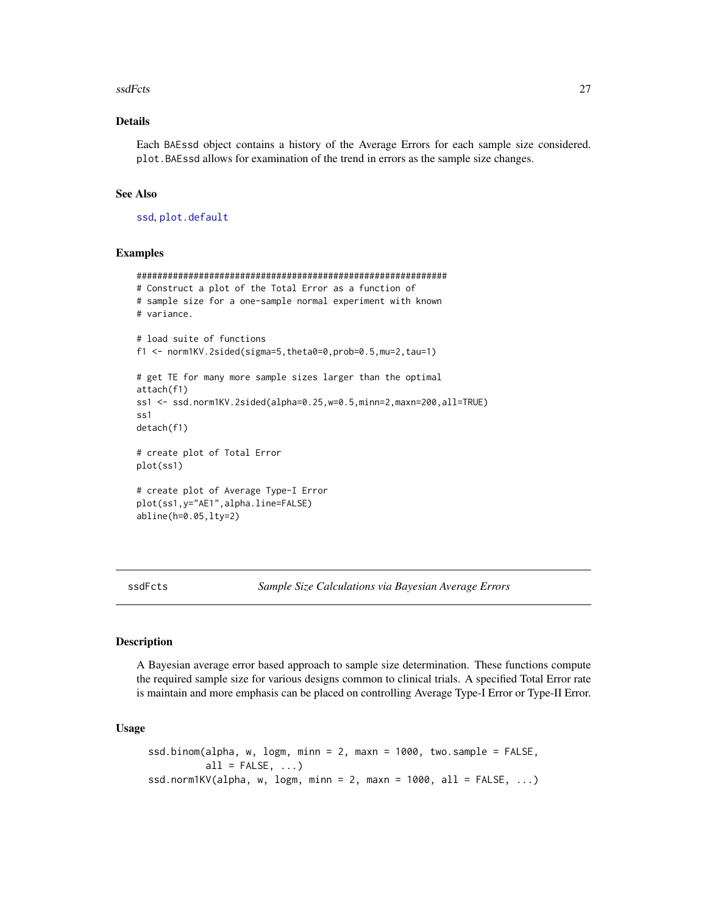## Details

Each `BAEssd` object contains a history of the Average Errors for each sample size considered. `plot.BAEssd` allows for examination of the trend in errors as the sample size changes.

## See Also

`ssd`, `plot.default`

## Examples

```
##############################################################
# Construct a plot of the Total Error as a function of
# sample size for a one-sample normal experiment with known
# variance.

# load suite of functions
f1 <- norm1KV.2sided(sigma=5,theta0=0,prob=0.5,mu=2,tau=1)

# get TE for many more sample sizes larger than the optimal
attach(f1)
ss1 <- ssd.norm1KV.2sided(alpha=0.25,w=0.5,minn=2,maxn=200,all=TRUE)
ss1
detach(f1)

# create plot of Total Error
plot(ss1)

# create plot of Average Type-I Error
plot(ss1,y="AE1",alpha.line=FALSE)
abline(h=0.05,lty=2)
```

---

`ssdFcts` *Sample Size Calculations via Bayesian Average Errors*

---

## Description

A Bayesian average error based approach to sample size determination. These functions compute the required sample size for various designs common to clinical trials. A specified Total Error rate is maintain and more emphasis can be placed on controlling Average Type-I Error or Type-II Error.

## Usage

```
ssd.binom(alpha, w, logm, minn = 2, maxn = 1000, two.sample = FALSE,
          all = FALSE, ...)
ssd.norm1KV(alpha, w, logm, minn = 2, maxn = 1000, all = FALSE, ...)
```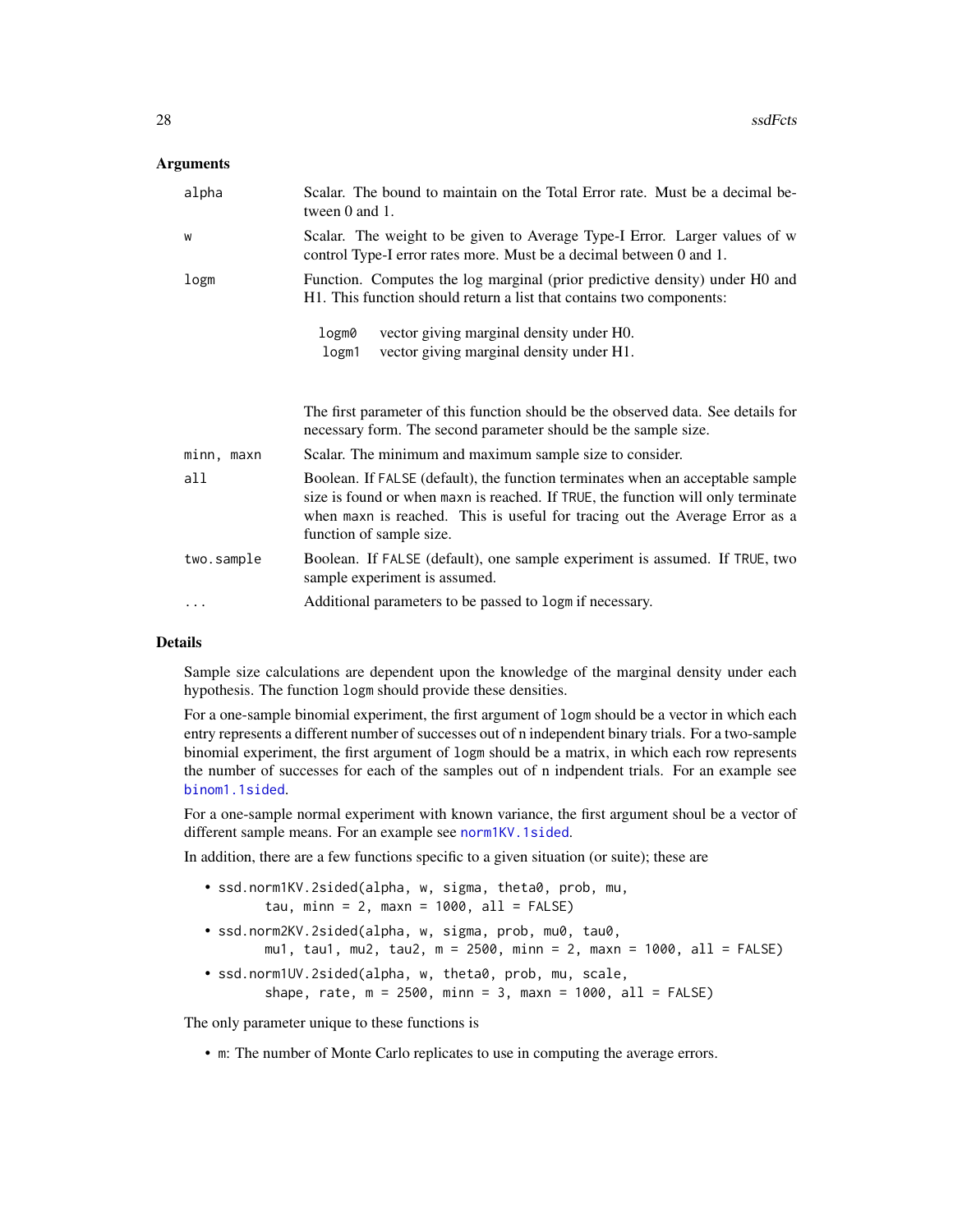## Arguments

| | |
|---|---|
| alpha | Scalar. The bound to maintain on the Total Error rate. Must be a decimal between 0 and 1. |
| w | Scalar. The weight to be given to Average Type-I Error. Larger values of w control Type-I error rates more. Must be a decimal between 0 and 1. |
| logm | Function. Computes the log marginal (prior predictive density) under H0 and H1. This function should return a list that contains two components: <br> `logm0` vector giving marginal density under H0. <br> `logm1` vector giving marginal density under H1. <br> The first parameter of this function should be the observed data. See details for necessary form. The second parameter should be the sample size. |
| minn, maxn | Scalar. The minimum and maximum sample size to consider. |
| all | Boolean. If `FALSE` (default), the function terminates when an acceptable sample size is found or when `maxn` is reached. If `TRUE`, the function will only terminate when `maxn` is reached. This is useful for tracing out the Average Error as a function of sample size. |
| two.sample | Boolean. If `FALSE` (default), one sample experiment is assumed. If `TRUE`, two sample experiment is assumed. |
| ... | Additional parameters to be passed to `logm` if necessary. |

## Details

Sample size calculations are dependent upon the knowledge of the marginal density under each hypothesis. The function `logm` should provide these densities.

For a one-sample binomial experiment, the first argument of `logm` should be a vector in which each entry represents a different number of successes out of n independent binary trials. For a two-sample binomial experiment, the first argument of `logm` should be a matrix, in which each row represents the number of successes for each of the samples out of n indpendent trials. For an example see binom1.1sided.

For a one-sample normal experiment with known variance, the first argument shoul be a vector of different sample means. For an example see norm1KV.1sided.

In addition, there are a few functions specific to a given situation (or suite); these are

- ```
  ssd.norm1KV.2sided(alpha, w, sigma, theta0, prob, mu,
         tau, minn = 2, maxn = 1000, all = FALSE)
  ```
- ```
  ssd.norm2KV.2sided(alpha, w, sigma, prob, mu0, tau0,
         mu1, tau1, mu2, tau2, m = 2500, minn = 2, maxn = 1000, all = FALSE)
  ```
- ```
  ssd.norm1UV.2sided(alpha, w, theta0, prob, mu, scale,
         shape, rate, m = 2500, minn = 3, maxn = 1000, all = FALSE)
  ```

The only parameter unique to these functions is

- `m`: The number of Monte Carlo replicates to use in computing the average errors.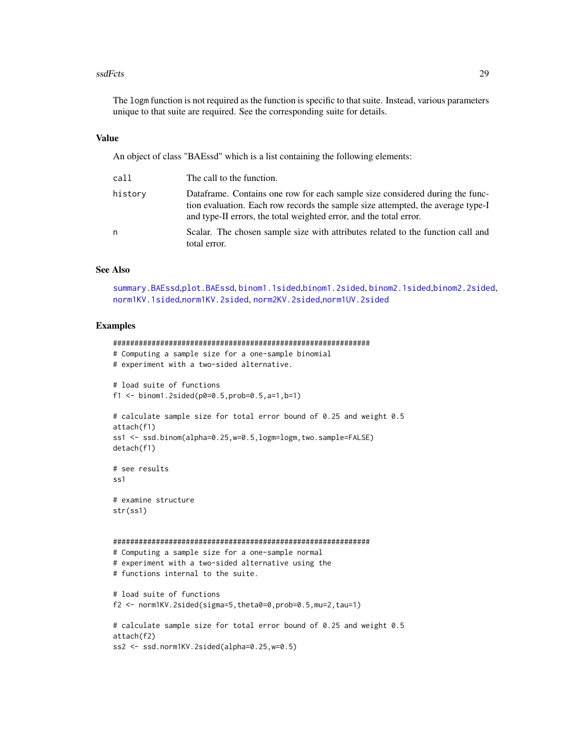The `logm` function is not required as the function is specific to that suite. Instead, various parameters unique to that suite are required. See the corresponding suite for details.

### Value

An object of class "BAEssd" which is a list containing the following elements:

| | |
|---|---|
| `call` | The call to the function. |
| `history` | Dataframe. Contains one row for each sample size considered during the function evaluation. Each row records the sample size attempted, the average type-I and type-II errors, the total weighted error, and the total error. |
| `n` | Scalar. The chosen sample size with attributes related to the function call and total error. |

### See Also

`summary.BAEssd`, `plot.BAEssd`, `binom1.1sided`, `binom1.2sided`, `binom2.1sided`, `binom2.2sided`, `norm1KV.1sided`, `norm1KV.2sided`, `norm2KV.2sided`, `norm1UV.2sided`

### Examples

```
###############################################################
# Computing a sample size for a one-sample binomial
# experiment with a two-sided alternative.

# load suite of functions
f1 <- binom1.2sided(p0=0.5,prob=0.5,a=1,b=1)

# calculate sample size for total error bound of 0.25 and weight 0.5
attach(f1)
ss1 <- ssd.binom(alpha=0.25,w=0.5,logm=logm,two.sample=FALSE)
detach(f1)

# see results
ss1

# examine structure
str(ss1)


###############################################################
# Computing a sample size for a one-sample normal
# experiment with a two-sided alternative using the
# functions internal to the suite.

# load suite of functions
f2 <- norm1KV.2sided(sigma=5,theta0=0,prob=0.5,mu=2,tau=1)

# calculate sample size for total error bound of 0.25 and weight 0.5
attach(f2)
ss2 <- ssd.norm1KV.2sided(alpha=0.25,w=0.5)
```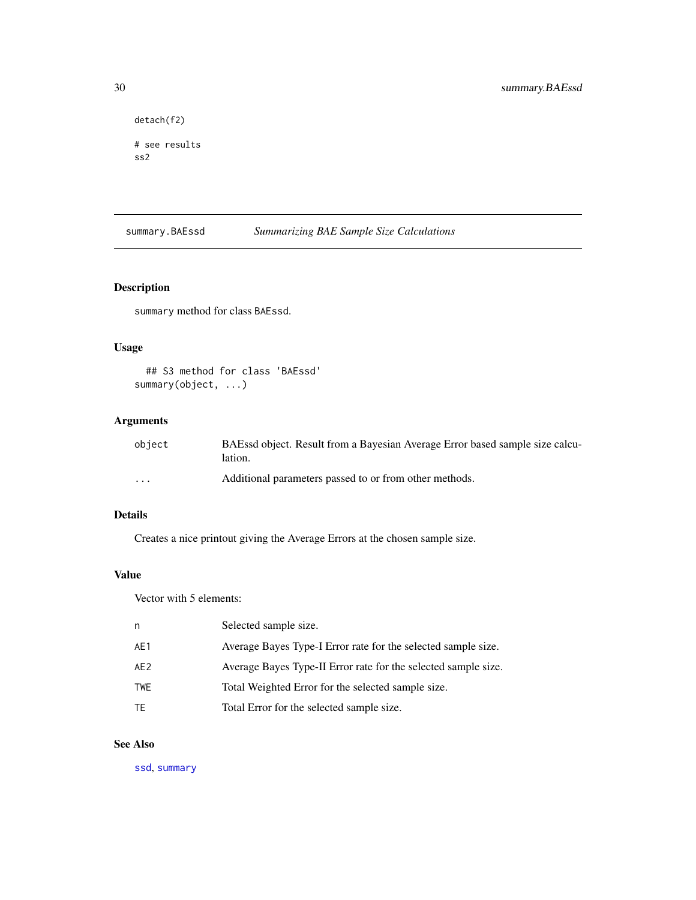```
detach(f2)

# see results
ss2
```

## summary.BAEssd — *Summarizing BAE Sample Size Calculations*

### Description

`summary` method for class `BAEssd`.

### Usage

```
## S3 method for class 'BAEssd'
summary(object, ...)
```

### Arguments

| | |
|---|---|
| `object` | BAEssd object. Result from a Bayesian Average Error based sample size calculation. |
| `...` | Additional parameters passed to or from other methods. |

### Details

Creates a nice printout giving the Average Errors at the chosen sample size.

### Value

Vector with 5 elements:

| | |
|---|---|
| `n` | Selected sample size. |
| `AE1` | Average Bayes Type-I Error rate for the selected sample size. |
| `AE2` | Average Bayes Type-II Error rate for the selected sample size. |
| `TWE` | Total Weighted Error for the selected sample size. |
| `TE` | Total Error for the selected sample size. |

### See Also

`ssd`, `summary`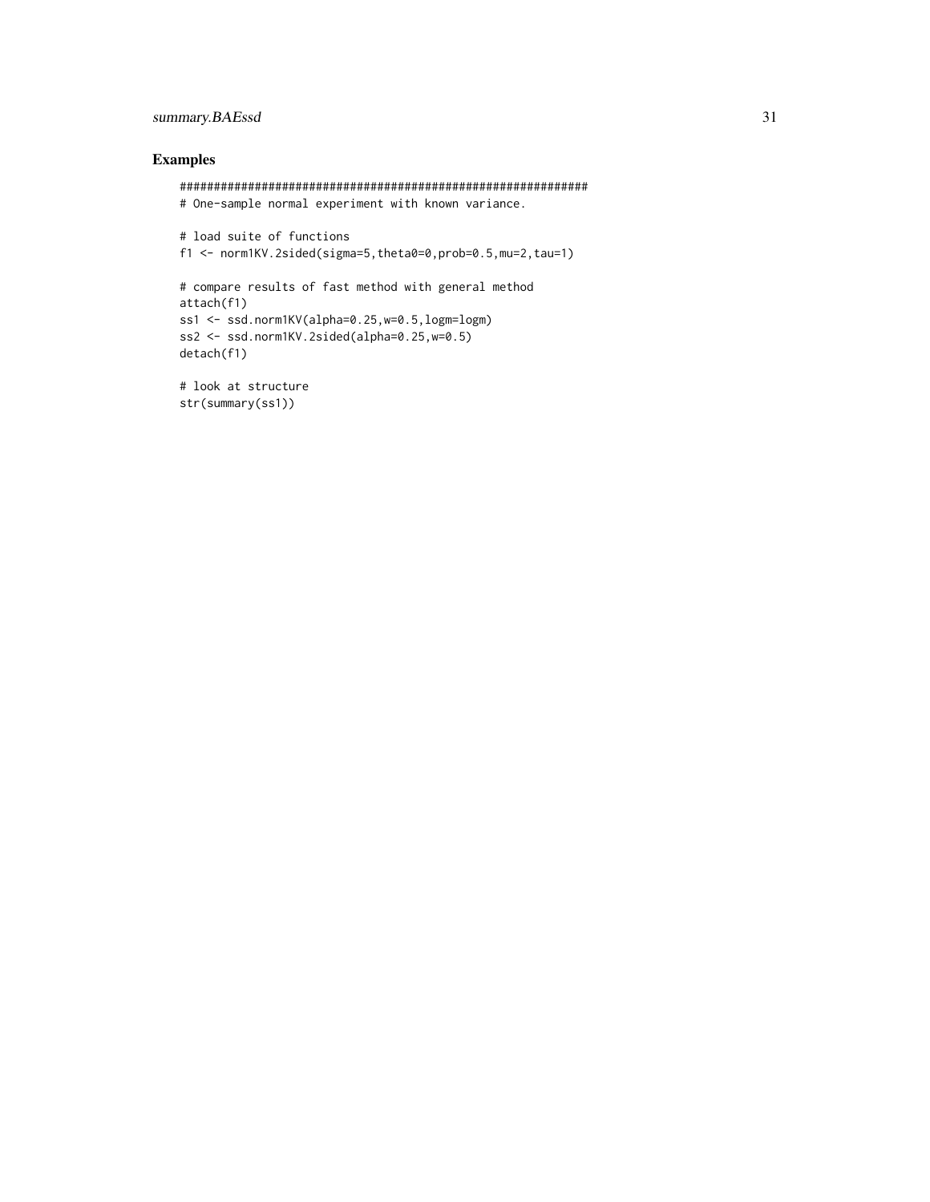## Examples

```
############################################################
# One-sample normal experiment with known variance.

# load suite of functions
f1 <- norm1KV.2sided(sigma=5,theta0=0,prob=0.5,mu=2,tau=1)

# compare results of fast method with general method
attach(f1)
ss1 <- ssd.norm1KV(alpha=0.25,w=0.5,logm=logm)
ss2 <- ssd.norm1KV.2sided(alpha=0.25,w=0.5)
detach(f1)

# look at structure
str(summary(ss1))
```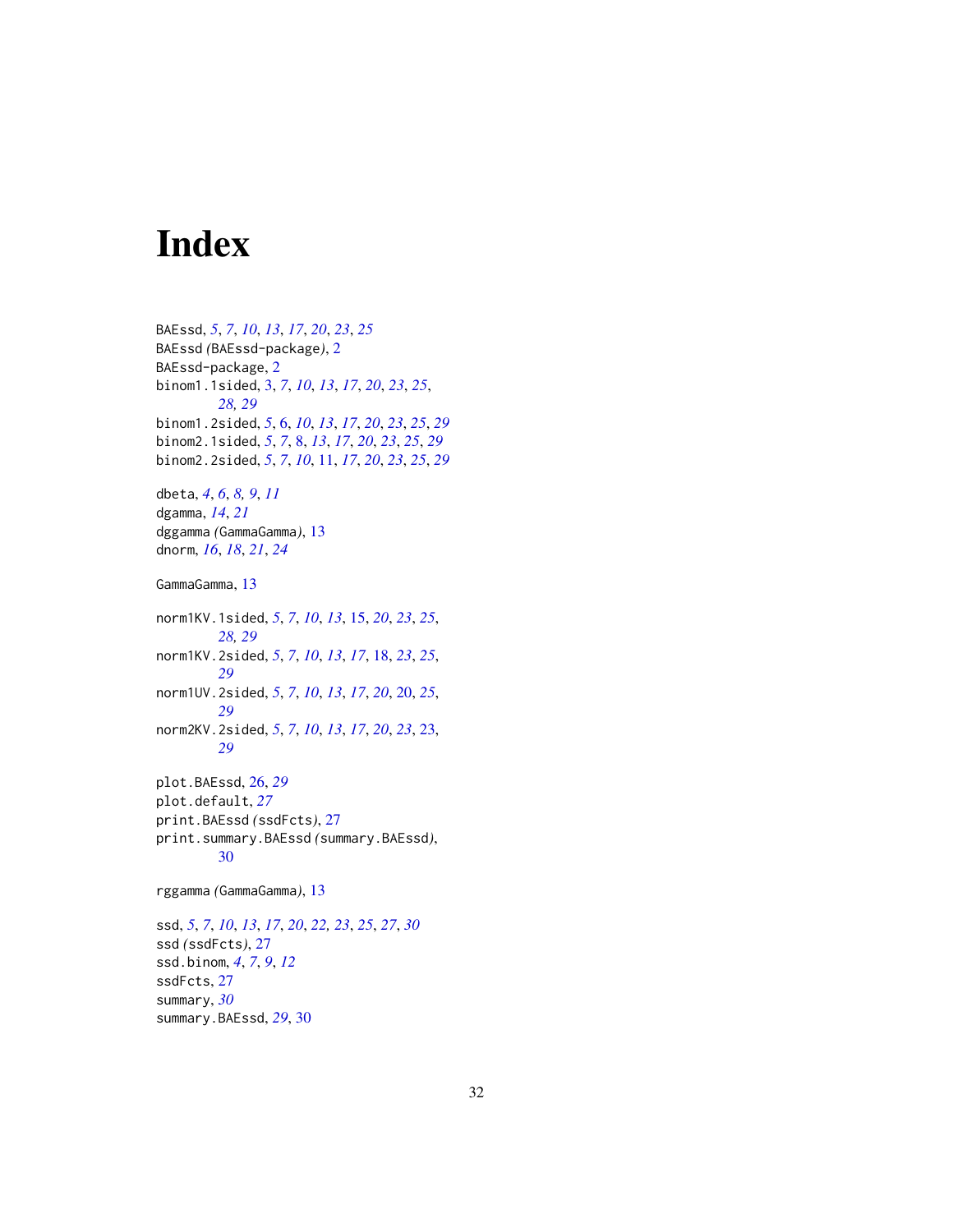# Index

BAEssd, *5*, *7*, *10*, *13*, *17*, *20*, *23*, *25*
BAEssd *(*BAEssd-package*)*, 2
BAEssd-package, 2
binom1.1sided, 3, *7*, *10*, *13*, *17*, *20*, *23*, *25*, *28, 29*
binom1.2sided, *5*, 6, *10*, *13*, *17*, *20*, *23*, *25*, *29*
binom2.1sided, *5*, *7*, 8, *13*, *17*, *20*, *23*, *25*, *29*
binom2.2sided, *5*, *7*, *10*, 11, *17*, *20*, *23*, *25*, *29*

dbeta, *4*, *6*, *8, 9*, *11*
dgamma, *14*, *21*
dggamma *(*GammaGamma*)*, 13
dnorm, *16*, *18*, *21*, *24*

GammaGamma, 13

norm1KV.1sided, *5*, *7*, *10*, *13*, 15, *20*, *23*, *25*, *28, 29*
norm1KV.2sided, *5*, *7*, *10*, *13*, *17*, 18, *23*, *25*, *29*
norm1UV.2sided, *5*, *7*, *10*, *13*, *17*, *20*, 20, *25*, *29*
norm2KV.2sided, *5*, *7*, *10*, *13*, *17*, *20*, *23*, 23, *29*

plot.BAEssd, 26, *29*
plot.default, *27*
print.BAEssd *(*ssdFcts*)*, 27
print.summary.BAEssd *(*summary.BAEssd*)*, 30

rggamma *(*GammaGamma*)*, 13

ssd, *5*, *7*, *10*, *13*, *17*, *20*, *22, 23*, *25*, *27*, *30*
ssd *(*ssdFcts*)*, 27
ssd.binom, *4*, *7*, *9*, *12*
ssdFcts, 27
summary, *30*
summary.BAEssd, *29*, 30